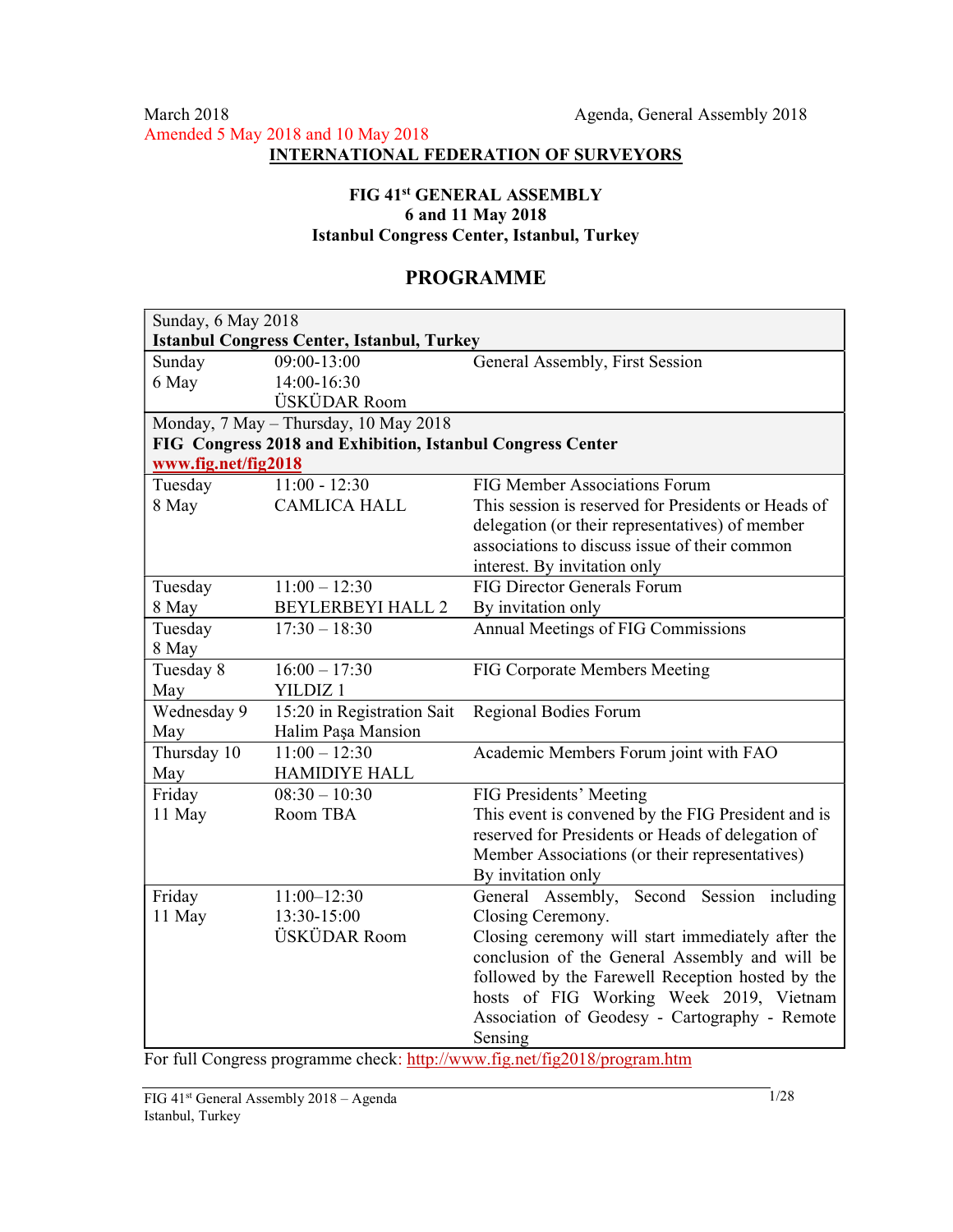March 2018 Agenda, General Assembly 2018

Amended 5 May 2018 and 10 May 2018

**INTERNATIONAL FEDERATION OF SURVEYORS**

**FIG 41st GENERAL ASSEMBLY**
**6 and 11 May 2018**
**Istanbul Congress Center, Istanbul, Turkey**

# PROGRAMME

| Sunday, 6 May 2018<br>**Istanbul Congress Center, Istanbul, Turkey** | | |
|---|---|---|
| Sunday<br>6 May | 09:00-13:00<br>14:00-16:30<br>ÜSKÜDAR Room | General Assembly, First Session |
| Monday, 7 May – Thursday, 10 May 2018<br>**FIG Congress 2018 and Exhibition, Istanbul Congress Center**<br>**www.fig.net/fig2018** | | |
| Tuesday<br>8 May | 11:00 - 12:30<br>CAMLICA HALL | FIG Member Associations Forum<br>This session is reserved for Presidents or Heads of delegation (or their representatives) of member associations to discuss issue of their common interest. By invitation only |
| Tuesday<br>8 May | 11:00 – 12:30<br>BEYLERBEYI HALL 2 | FIG Director Generals Forum<br>By invitation only |
| Tuesday<br>8 May | 17:30 – 18:30 | Annual Meetings of FIG Commissions |
| Tuesday 8 May | 16:00 – 17:30<br>YILDIZ 1 | FIG Corporate Members Meeting |
| Wednesday 9 May | 15:20 in Registration Sait Halim Paşa Mansion | Regional Bodies Forum |
| Thursday 10 May | 11:00 – 12:30<br>HAMIDIYE HALL | Academic Members Forum joint with FAO |
| Friday<br>11 May | 08:30 – 10:30<br>Room TBA | FIG Presidents' Meeting<br>This event is convened by the FIG President and is reserved for Presidents or Heads of delegation of Member Associations (or their representatives)<br>By invitation only |
| Friday<br>11 May | 11:00–12:30<br>13:30-15:00<br>ÜSKÜDAR Room | General Assembly, Second Session including Closing Ceremony.<br>Closing ceremony will start immediately after the conclusion of the General Assembly and will be followed by the Farewell Reception hosted by the hosts of FIG Working Week 2019, Vietnam Association of Geodesy - Cartography - Remote Sensing |

For full Congress programme check: http://www.fig.net/fig2018/program.htm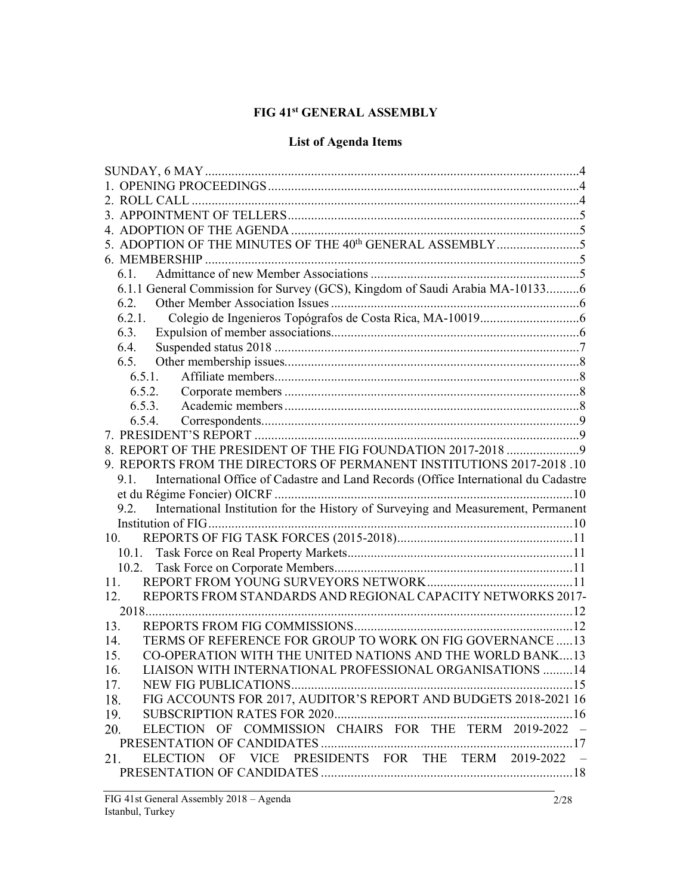# FIG 41st GENERAL ASSEMBLY

## List of Agenda Items

SUNDAY, 6 MAY ..... 4

1. OPENING PROCEEDINGS ..... 4
2. ROLL CALL ..... 4
3. APPOINTMENT OF TELLERS ..... 5
4. ADOPTION OF THE AGENDA ..... 5
5. ADOPTION OF THE MINUTES OF THE 40th GENERAL ASSEMBLY ..... 5
6. MEMBERSHIP ..... 5
   - 6.1. Admittance of new Member Associations ..... 5
   - 6.1.1 General Commission for Survey (GCS), Kingdom of Saudi Arabia MA-10133 ..... 6
   - 6.2. Other Member Association Issues ..... 6
   - 6.2.1. Colegio de Ingenieros Topógrafos de Costa Rica, MA-10019 ..... 6
   - 6.3. Expulsion of member associations ..... 6
   - 6.4. Suspended status 2018 ..... 7
   - 6.5. Other membership issues ..... 8
     - 6.5.1. Affiliate members ..... 8
     - 6.5.2. Corporate members ..... 8
     - 6.5.3. Academic members ..... 8
     - 6.5.4. Correspondents ..... 9
7. PRESIDENT'S REPORT ..... 9
8. REPORT OF THE PRESIDENT OF THE FIG FOUNDATION 2017-2018 ..... 9
9. REPORTS FROM THE DIRECTORS OF PERMANENT INSTITUTIONS 2017-2018 ..... 10
   - 9.1. International Office of Cadastre and Land Records (Office International du Cadastre et du Régime Foncier) OICRF ..... 10
   - 9.2. International Institution for the History of Surveying and Measurement, Permanent Institution of FIG ..... 10
10. REPORTS OF FIG TASK FORCES (2015-2018) ..... 11
    - 10.1. Task Force on Real Property Markets ..... 11
    - 10.2. Task Force on Corporate Members ..... 11
11. REPORT FROM YOUNG SURVEYORS NETWORK ..... 11
12. REPORTS FROM STANDARDS AND REGIONAL CAPACITY NETWORKS 2017-2018 ..... 12
13. REPORTS FROM FIG COMMISSIONS ..... 12
14. TERMS OF REFERENCE FOR GROUP TO WORK ON FIG GOVERNANCE ..... 13
15. CO-OPERATION WITH THE UNITED NATIONS AND THE WORLD BANK ..... 13
16. LIAISON WITH INTERNATIONAL PROFESSIONAL ORGANISATIONS ..... 14
17. NEW FIG PUBLICATIONS ..... 15
18. FIG ACCOUNTS FOR 2017, AUDITOR'S REPORT AND BUDGETS 2018-2021 ..... 16
19. SUBSCRIPTION RATES FOR 2020 ..... 16
20. ELECTION OF COMMISSION CHAIRS FOR THE TERM 2019-2022 – PRESENTATION OF CANDIDATES ..... 17
21. ELECTION OF VICE PRESIDENTS FOR THE TERM 2019-2022 – PRESENTATION OF CANDIDATES ..... 18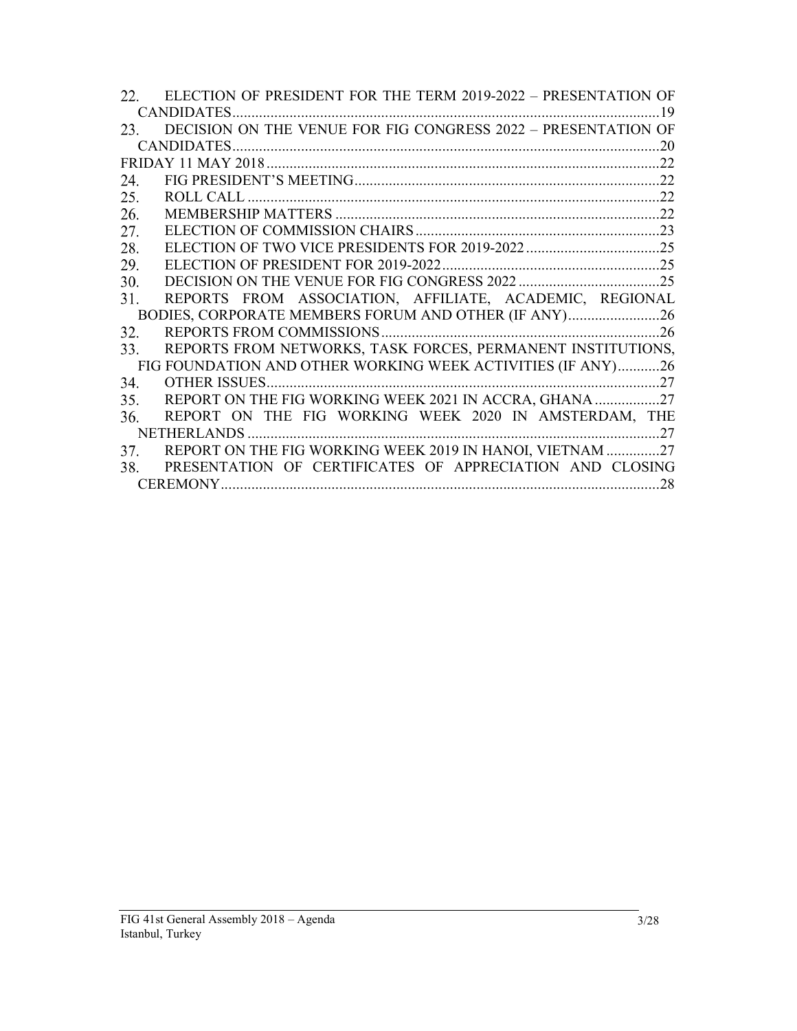22. ELECTION OF PRESIDENT FOR THE TERM 2019-2022 – PRESENTATION OF CANDIDATES ..... 19
23. DECISION ON THE VENUE FOR FIG CONGRESS 2022 – PRESENTATION OF CANDIDATES ..... 20

FRIDAY 11 MAY 2018 ..... 22

24. FIG PRESIDENT'S MEETING ..... 22
25. ROLL CALL ..... 22
26. MEMBERSHIP MATTERS ..... 22
27. ELECTION OF COMMISSION CHAIRS ..... 23
28. ELECTION OF TWO VICE PRESIDENTS FOR 2019-2022 ..... 25
29. ELECTION OF PRESIDENT FOR 2019-2022 ..... 25
30. DECISION ON THE VENUE FOR FIG CONGRESS 2022 ..... 25
31. REPORTS FROM ASSOCIATION, AFFILIATE, ACADEMIC, REGIONAL BODIES, CORPORATE MEMBERS FORUM AND OTHER (IF ANY) ..... 26
32. REPORTS FROM COMMISSIONS ..... 26
33. REPORTS FROM NETWORKS, TASK FORCES, PERMANENT INSTITUTIONS, FIG FOUNDATION AND OTHER WORKING WEEK ACTIVITIES (IF ANY) ..... 26
34. OTHER ISSUES ..... 27
35. REPORT ON THE FIG WORKING WEEK 2021 IN ACCRA, GHANA ..... 27
36. REPORT ON THE FIG WORKING WEEK 2020 IN AMSTERDAM, THE NETHERLANDS ..... 27
37. REPORT ON THE FIG WORKING WEEK 2019 IN HANOI, VIETNAM ..... 27
38. PRESENTATION OF CERTIFICATES OF APPRECIATION AND CLOSING CEREMONY ..... 28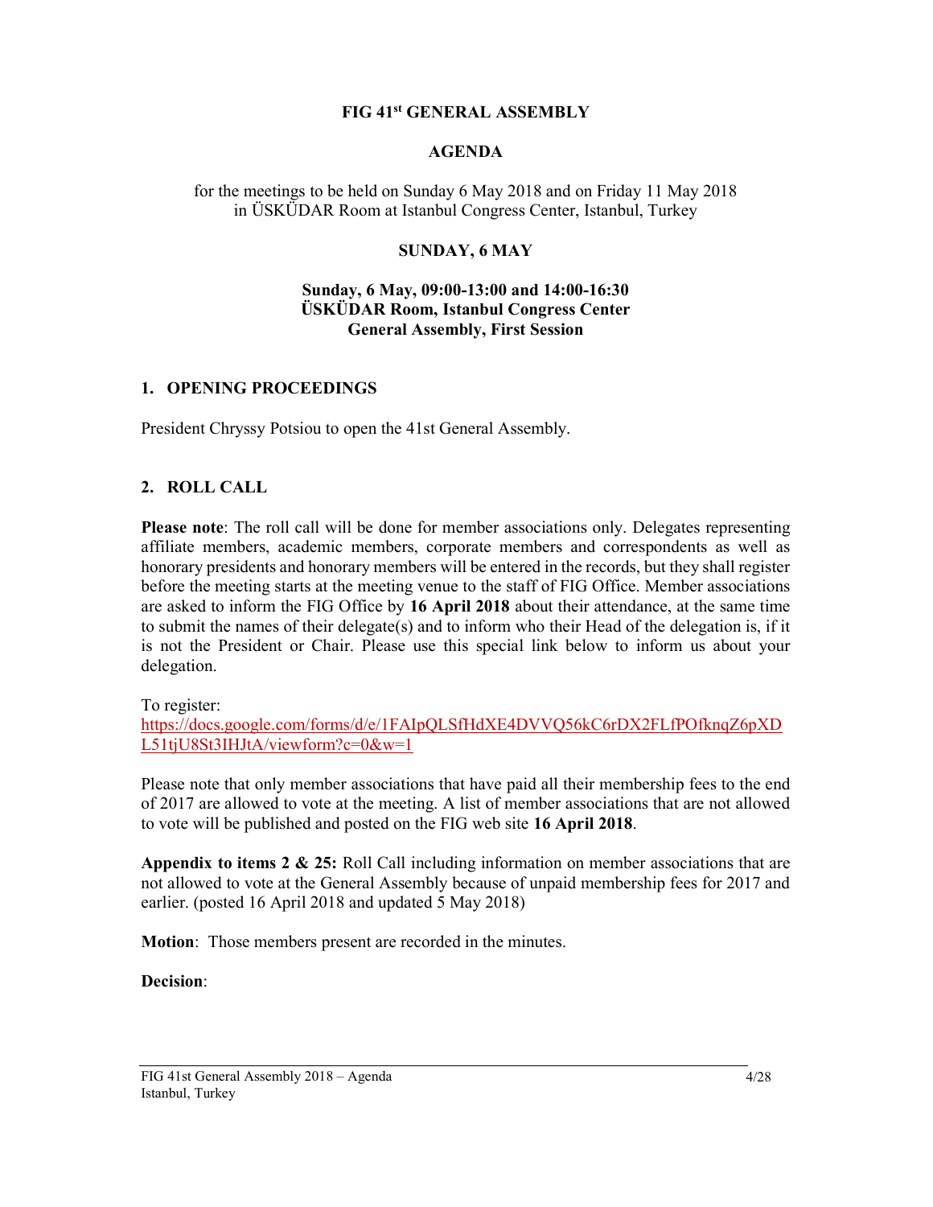**FIG 41st GENERAL ASSEMBLY**

**AGENDA**

for the meetings to be held on Sunday 6 May 2018 and on Friday 11 May 2018
in ÜSKÜDAR Room at Istanbul Congress Center, Istanbul, Turkey

**SUNDAY, 6 MAY**

**Sunday, 6 May, 09:00-13:00 and 14:00-16:30**
**ÜSKÜDAR Room, Istanbul Congress Center**
**General Assembly, First Session**

## 1. OPENING PROCEEDINGS

President Chryssy Potsiou to open the 41st General Assembly.

## 2. ROLL CALL

**Please note**: The roll call will be done for member associations only. Delegates representing affiliate members, academic members, corporate members and correspondents as well as honorary presidents and honorary members will be entered in the records, but they shall register before the meeting starts at the meeting venue to the staff of FIG Office. Member associations are asked to inform the FIG Office by **16 April 2018** about their attendance, at the same time to submit the names of their delegate(s) and to inform who their Head of the delegation is, if it is not the President or Chair. Please use this special link below to inform us about your delegation.

To register:
https://docs.google.com/forms/d/e/1FAIpQLSfHdXE4DVVQ56kC6rDX2FLfPOfknqZ6pXDL51tjU8St3IHJtA/viewform?c=0&w=1

Please note that only member associations that have paid all their membership fees to the end of 2017 are allowed to vote at the meeting. A list of member associations that are not allowed to vote will be published and posted on the FIG web site **16 April 2018**.

**Appendix to items 2 & 25:** Roll Call including information on member associations that are not allowed to vote at the General Assembly because of unpaid membership fees for 2017 and earlier. (posted 16 April 2018 and updated 5 May 2018)

**Motion**: Those members present are recorded in the minutes.

**Decision**: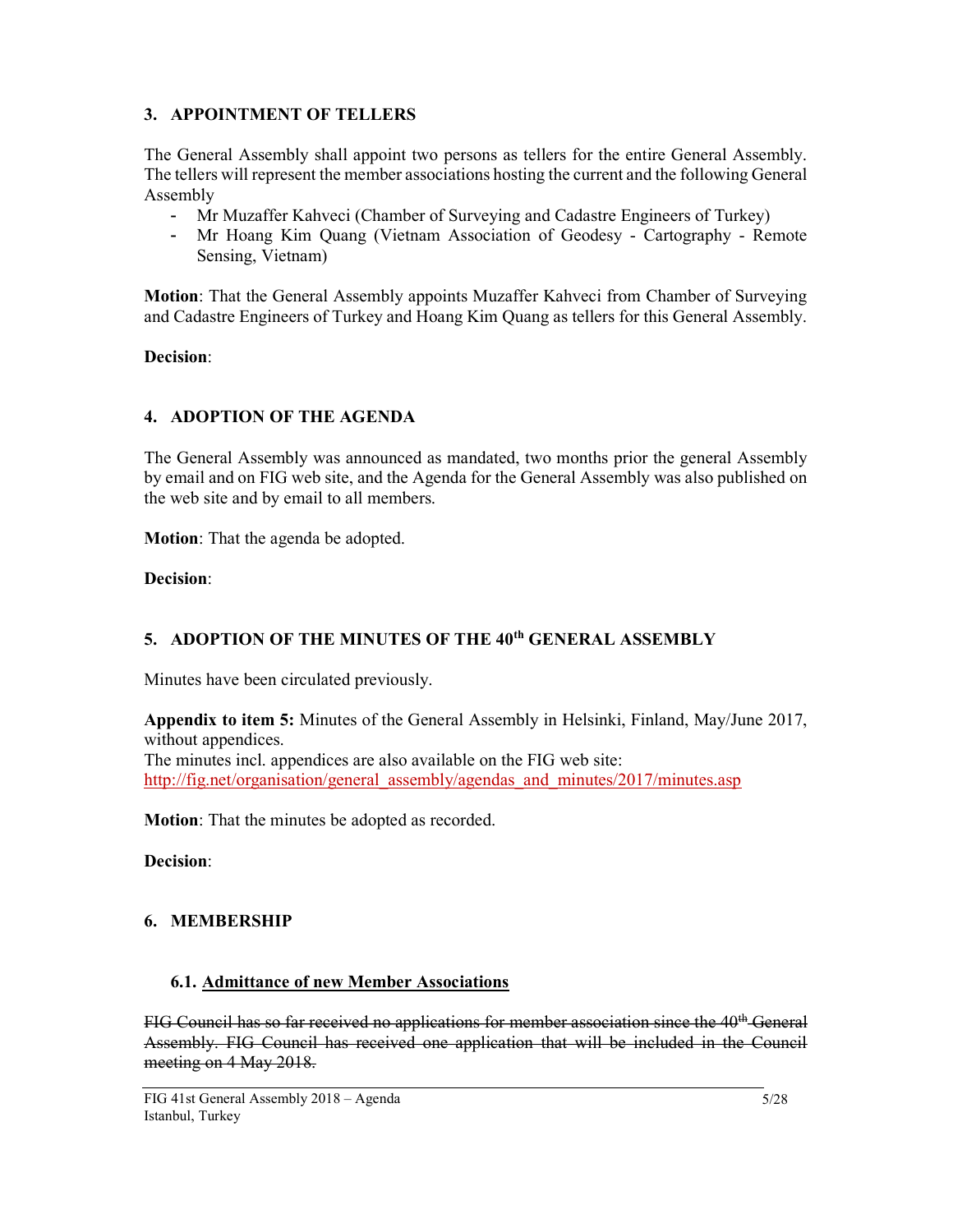## 3. APPOINTMENT OF TELLERS

The General Assembly shall appoint two persons as tellers for the entire General Assembly. The tellers will represent the member associations hosting the current and the following General Assembly

- Mr Muzaffer Kahveci (Chamber of Surveying and Cadastre Engineers of Turkey)
- Mr Hoang Kim Quang (Vietnam Association of Geodesy - Cartography - Remote Sensing, Vietnam)

**Motion**: That the General Assembly appoints Muzaffer Kahveci from Chamber of Surveying and Cadastre Engineers of Turkey and Hoang Kim Quang as tellers for this General Assembly.

**Decision**:

## 4. ADOPTION OF THE AGENDA

The General Assembly was announced as mandated, two months prior the general Assembly by email and on FIG web site, and the Agenda for the General Assembly was also published on the web site and by email to all members.

**Motion**: That the agenda be adopted.

**Decision**:

## 5. ADOPTION OF THE MINUTES OF THE 40th GENERAL ASSEMBLY

Minutes have been circulated previously.

**Appendix to item 5:** Minutes of the General Assembly in Helsinki, Finland, May/June 2017, without appendices.
The minutes incl. appendices are also available on the FIG web site:
http://fig.net/organisation/general_assembly/agendas_and_minutes/2017/minutes.asp

**Motion**: That the minutes be adopted as recorded.

**Decision**:

## 6. MEMBERSHIP

### 6.1. Admittance of new Member Associations

~~FIG Council has so far received no applications for member association since the 40th General Assembly. FIG Council has received one application that will be included in the Council meeting on 4 May 2018.~~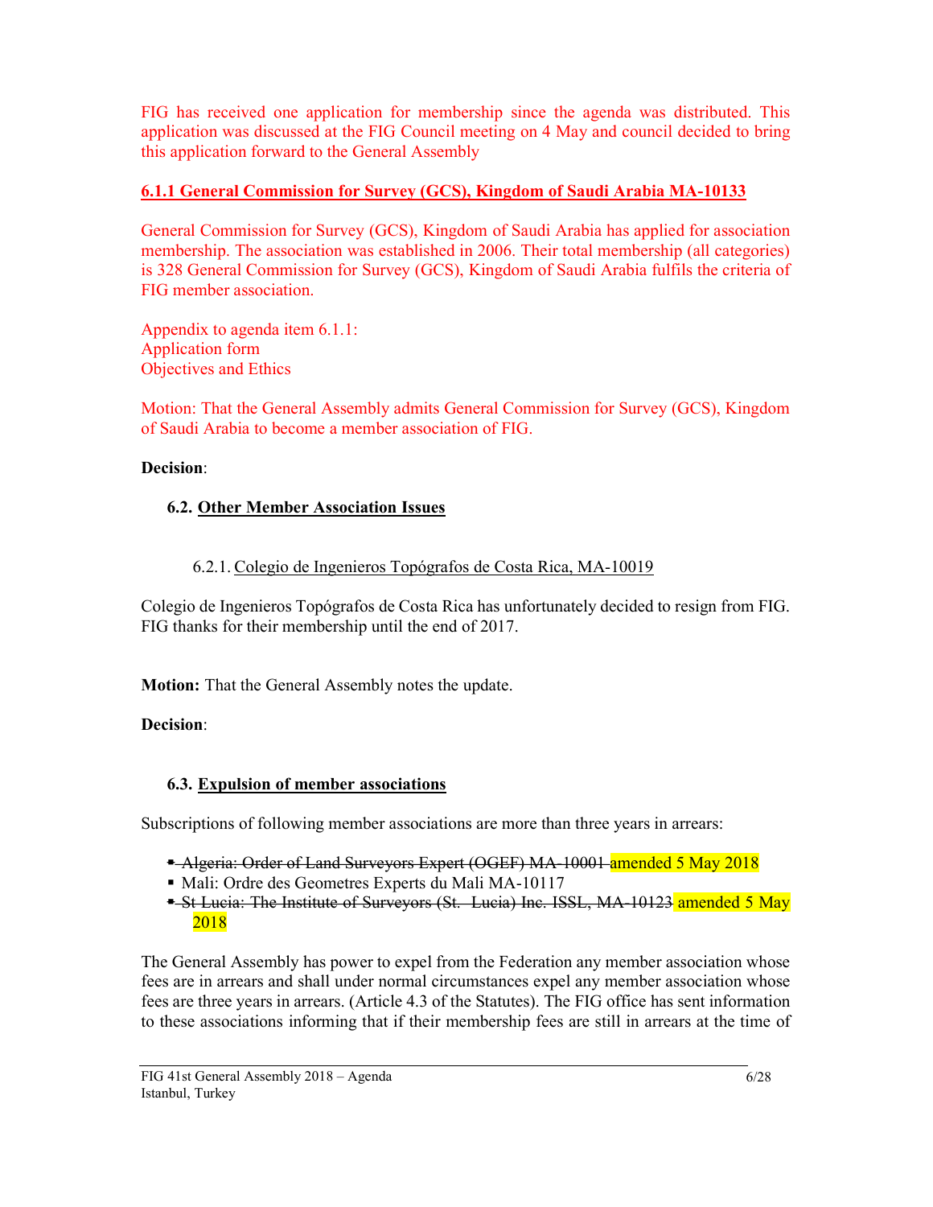FIG has received one application for membership since the agenda was distributed. This application was discussed at the FIG Council meeting on 4 May and council decided to bring this application forward to the General Assembly

**6.1.1 General Commission for Survey (GCS), Kingdom of Saudi Arabia MA-10133**

General Commission for Survey (GCS), Kingdom of Saudi Arabia has applied for association membership. The association was established in 2006. Their total membership (all categories) is 328 General Commission for Survey (GCS), Kingdom of Saudi Arabia fulfils the criteria of FIG member association.

Appendix to agenda item 6.1.1:
Application form
Objectives and Ethics

Motion: That the General Assembly admits General Commission for Survey (GCS), Kingdom of Saudi Arabia to become a member association of FIG.

**Decision**:

### 6.2. Other Member Association Issues

6.2.1. Colegio de Ingenieros Topógrafos de Costa Rica, MA-10019

Colegio de Ingenieros Topógrafos de Costa Rica has unfortunately decided to resign from FIG. FIG thanks for their membership until the end of 2017.

**Motion:** That the General Assembly notes the update.

**Decision**:

### 6.3. Expulsion of member associations

Subscriptions of following member associations are more than three years in arrears:

- ~~Algeria: Order of Land Surveyors Expert (OGEF) MA-10001~~ amended 5 May 2018
- Mali: Ordre des Geometres Experts du Mali MA-10117
- ~~St Lucia: The Institute of Surveyors (St. Lucia) Inc. ISSL, MA-10123~~ amended 5 May 2018

The General Assembly has power to expel from the Federation any member association whose fees are in arrears and shall under normal circumstances expel any member association whose fees are three years in arrears. (Article 4.3 of the Statutes). The FIG office has sent information to these associations informing that if their membership fees are still in arrears at the time of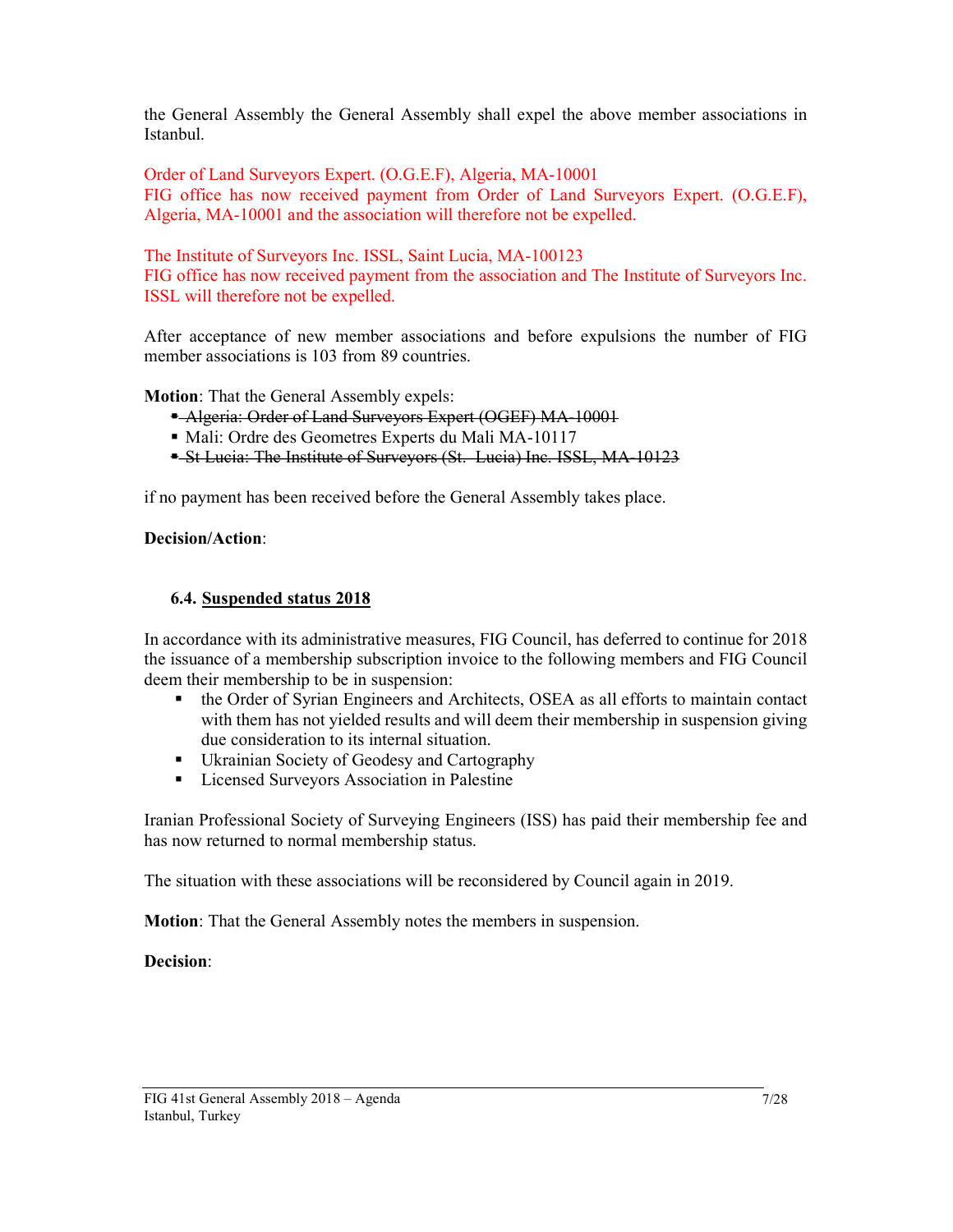the General Assembly the General Assembly shall expel the above member associations in Istanbul.

Order of Land Surveyors Expert. (O.G.E.F), Algeria, MA-10001
FIG office has now received payment from Order of Land Surveyors Expert. (O.G.E.F), Algeria, MA-10001 and the association will therefore not be expelled.

The Institute of Surveyors Inc. ISSL, Saint Lucia, MA-100123
FIG office has now received payment from the association and The Institute of Surveyors Inc. ISSL will therefore not be expelled.

After acceptance of new member associations and before expulsions the number of FIG member associations is 103 from 89 countries.

**Motion**: That the General Assembly expels:

- ~~Algeria: Order of Land Surveyors Expert (OGEF) MA-10001~~
- Mali: Ordre des Geometres Experts du Mali MA-10117
- ~~St Lucia: The Institute of Surveyors (St. Lucia) Inc. ISSL, MA-10123~~

if no payment has been received before the General Assembly takes place.

**Decision/Action**:

### 6.4. <u>Suspended status 2018</u>

In accordance with its administrative measures, FIG Council, has deferred to continue for 2018 the issuance of a membership subscription invoice to the following members and FIG Council deem their membership to be in suspension:

- the Order of Syrian Engineers and Architects, OSEA as all efforts to maintain contact with them has not yielded results and will deem their membership in suspension giving due consideration to its internal situation.
- Ukrainian Society of Geodesy and Cartography
- Licensed Surveyors Association in Palestine

Iranian Professional Society of Surveying Engineers (ISS) has paid their membership fee and has now returned to normal membership status.

The situation with these associations will be reconsidered by Council again in 2019.

**Motion**: That the General Assembly notes the members in suspension.

**Decision**: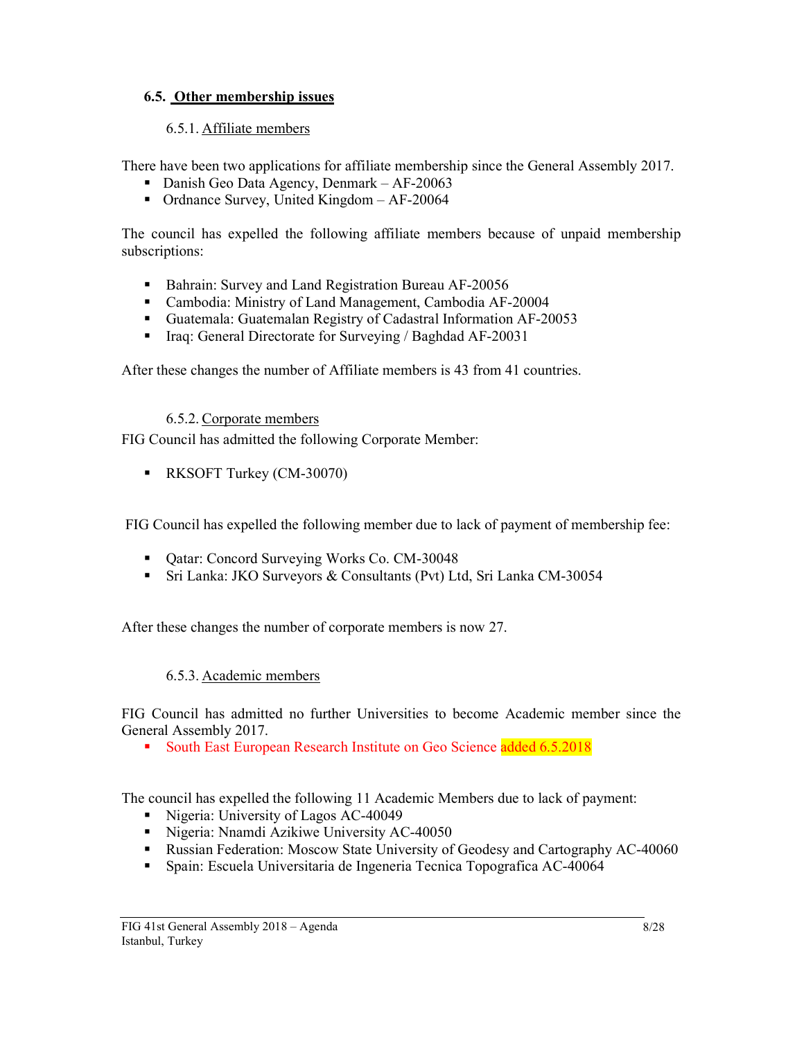## 6.5. Other membership issues

### 6.5.1. Affiliate members

There have been two applications for affiliate membership since the General Assembly 2017.

- Danish Geo Data Agency, Denmark – AF-20063
- Ordnance Survey, United Kingdom – AF-20064

The council has expelled the following affiliate members because of unpaid membership subscriptions:

- Bahrain: Survey and Land Registration Bureau AF-20056
- Cambodia: Ministry of Land Management, Cambodia AF-20004
- Guatemala: Guatemalan Registry of Cadastral Information AF-20053
- Iraq: General Directorate for Surveying / Baghdad AF-20031

After these changes the number of Affiliate members is 43 from 41 countries.

### 6.5.2. Corporate members

FIG Council has admitted the following Corporate Member:

- RKSOFT Turkey (CM-30070)

FIG Council has expelled the following member due to lack of payment of membership fee:

- Qatar: Concord Surveying Works Co. CM-30048
- Sri Lanka: JKO Surveyors & Consultants (Pvt) Ltd, Sri Lanka CM-30054

After these changes the number of corporate members is now 27.

### 6.5.3. Academic members

FIG Council has admitted no further Universities to become Academic member since the General Assembly 2017.

- South East European Research Institute on Geo Science added 6.5.2018

The council has expelled the following 11 Academic Members due to lack of payment:

- Nigeria: University of Lagos AC-40049
- Nigeria: Nnamdi Azikiwe University AC-40050
- Russian Federation: Moscow State University of Geodesy and Cartography AC-40060
- Spain: Escuela Universitaria de Ingeneria Tecnica Topografica AC-40064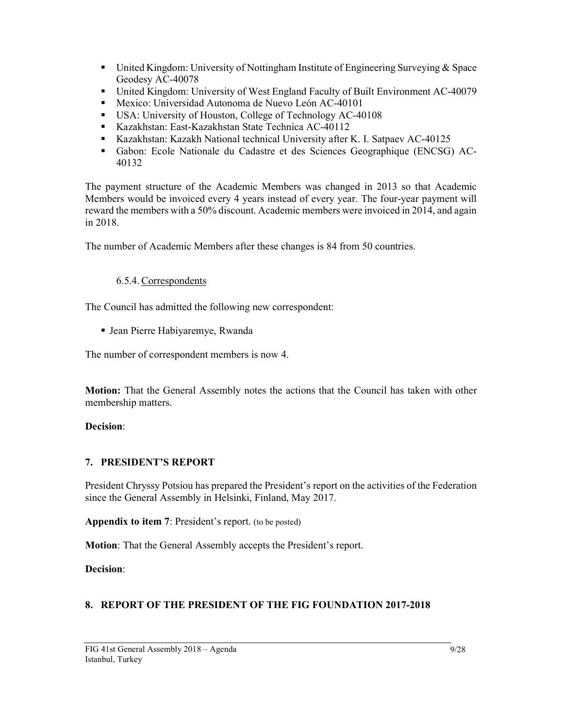- United Kingdom: University of Nottingham Institute of Engineering Surveying & Space Geodesy AC-40078
- United Kingdom: University of West England Faculty of Built Environment AC-40079
- Mexico: Universidad Autonoma de Nuevo León AC-40101
- USA: University of Houston, College of Technology AC-40108
- Kazakhstan: East-Kazakhstan State Technica AC-40112
- Kazakhstan: Kazakh National technical University after K. I. Satpaev AC-40125
- Gabon: Ecole Nationale du Cadastre et des Sciences Geographique (ENCSG) AC-40132

The payment structure of the Academic Members was changed in 2013 so that Academic Members would be invoiced every 4 years instead of every year. The four-year payment will reward the members with a 50% discount. Academic members were invoiced in 2014, and again in 2018.

The number of Academic Members after these changes is 84 from 50 countries.

#### 6.5.4. Correspondents

The Council has admitted the following new correspondent:

- Jean Pierre Habiyaremye, Rwanda

The number of correspondent members is now 4.

**Motion:** That the General Assembly notes the actions that the Council has taken with other membership matters.

**Decision**:

## 7. PRESIDENT'S REPORT

President Chryssy Potsiou has prepared the President's report on the activities of the Federation since the General Assembly in Helsinki, Finland, May 2017.

**Appendix to item 7**: President's report. (to be posted)

**Motion**: That the General Assembly accepts the President's report.

**Decision**:

## 8. REPORT OF THE PRESIDENT OF THE FIG FOUNDATION 2017-2018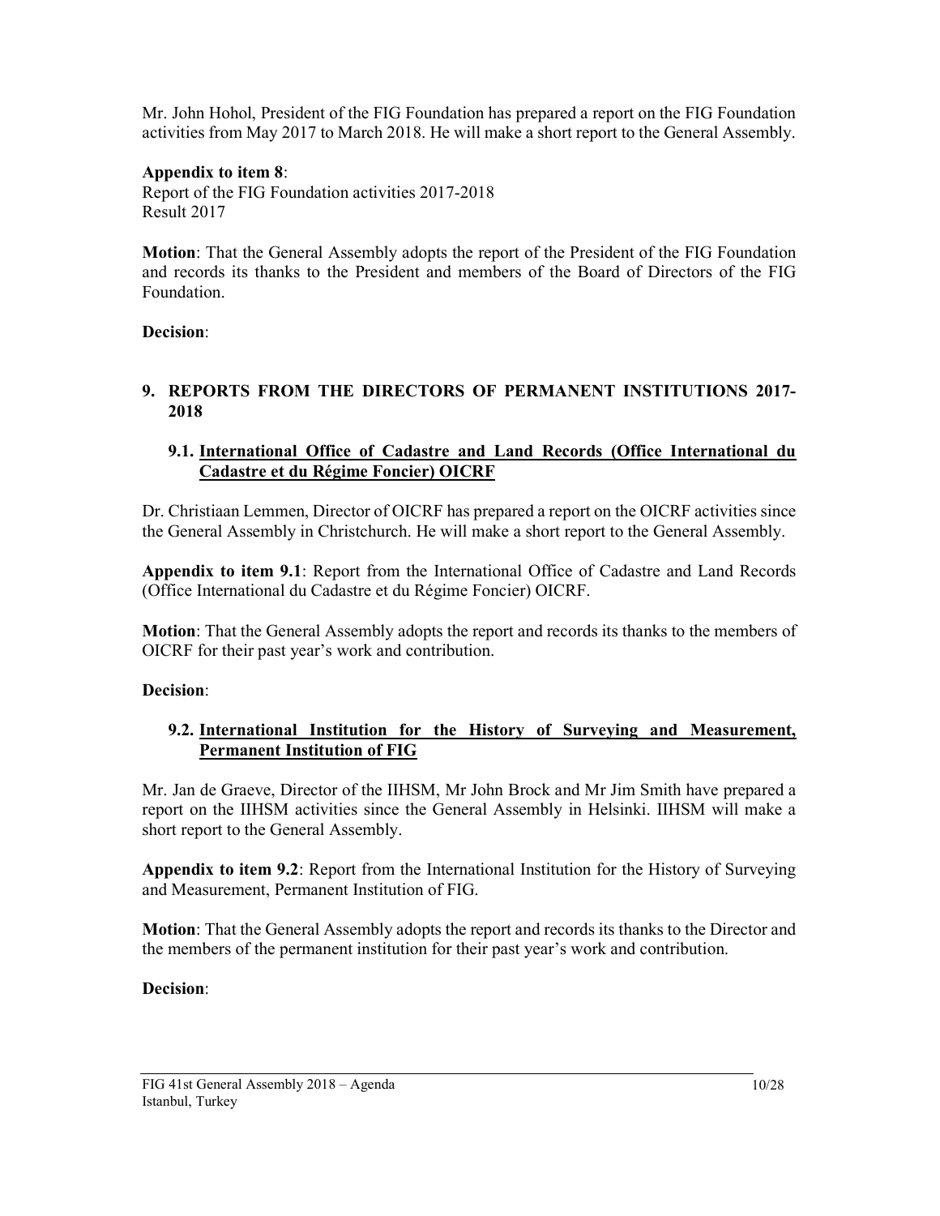Mr. John Hohol, President of the FIG Foundation has prepared a report on the FIG Foundation activities from May 2017 to March 2018. He will make a short report to the General Assembly.

**Appendix to item 8**:
Report of the FIG Foundation activities 2017-2018
Result 2017

**Motion**: That the General Assembly adopts the report of the President of the FIG Foundation and records its thanks to the President and members of the Board of Directors of the FIG Foundation.

**Decision**:

## 9. REPORTS FROM THE DIRECTORS OF PERMANENT INSTITUTIONS 2017-2018

### 9.1. International Office of Cadastre and Land Records (Office International du Cadastre et du Régime Foncier) OICRF

Dr. Christiaan Lemmen, Director of OICRF has prepared a report on the OICRF activities since the General Assembly in Christchurch. He will make a short report to the General Assembly.

**Appendix to item 9.1**: Report from the International Office of Cadastre and Land Records (Office International du Cadastre et du Régime Foncier) OICRF.

**Motion**: That the General Assembly adopts the report and records its thanks to the members of OICRF for their past year's work and contribution.

**Decision**:

### 9.2. International Institution for the History of Surveying and Measurement, Permanent Institution of FIG

Mr. Jan de Graeve, Director of the IIHSM, Mr John Brock and Mr Jim Smith have prepared a report on the IIHSM activities since the General Assembly in Helsinki. IIHSM will make a short report to the General Assembly.

**Appendix to item 9.2**: Report from the International Institution for the History of Surveying and Measurement, Permanent Institution of FIG.

**Motion**: That the General Assembly adopts the report and records its thanks to the Director and the members of the permanent institution for their past year's work and contribution.

**Decision**: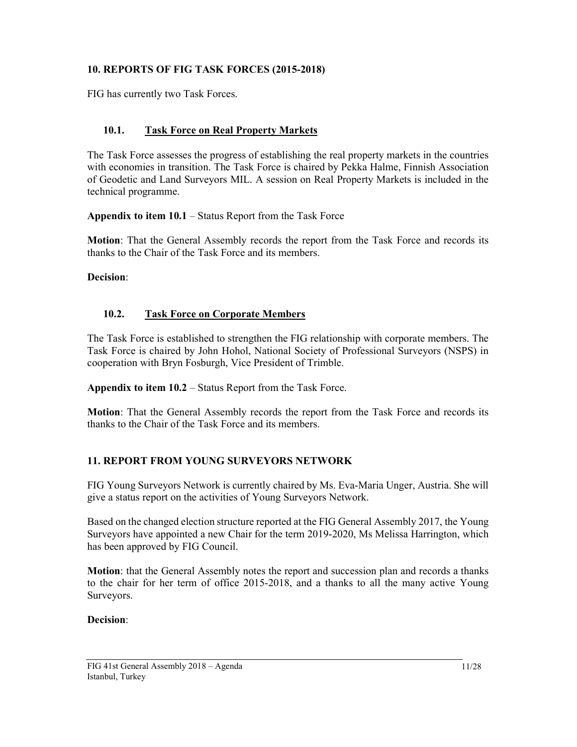## 10. REPORTS OF FIG TASK FORCES (2015-2018)

FIG has currently two Task Forces.

### 10.1. Task Force on Real Property Markets

The Task Force assesses the progress of establishing the real property markets in the countries with economies in transition. The Task Force is chaired by Pekka Halme, Finnish Association of Geodetic and Land Surveyors MIL. A session on Real Property Markets is included in the technical programme.

**Appendix to item 10.1** – Status Report from the Task Force

**Motion**: That the General Assembly records the report from the Task Force and records its thanks to the Chair of the Task Force and its members.

**Decision**:

### 10.2. Task Force on Corporate Members

The Task Force is established to strengthen the FIG relationship with corporate members. The Task Force is chaired by John Hohol, National Society of Professional Surveyors (NSPS) in cooperation with Bryn Fosburgh, Vice President of Trimble.

**Appendix to item 10.2** – Status Report from the Task Force.

**Motion**: That the General Assembly records the report from the Task Force and records its thanks to the Chair of the Task Force and its members.

## 11. REPORT FROM YOUNG SURVEYORS NETWORK

FIG Young Surveyors Network is currently chaired by Ms. Eva-Maria Unger, Austria. She will give a status report on the activities of Young Surveyors Network.

Based on the changed election structure reported at the FIG General Assembly 2017, the Young Surveyors have appointed a new Chair for the term 2019-2020, Ms Melissa Harrington, which has been approved by FIG Council.

**Motion**: that the General Assembly notes the report and succession plan and records a thanks to the chair for her term of office 2015-2018, and a thanks to all the many active Young Surveyors.

**Decision**: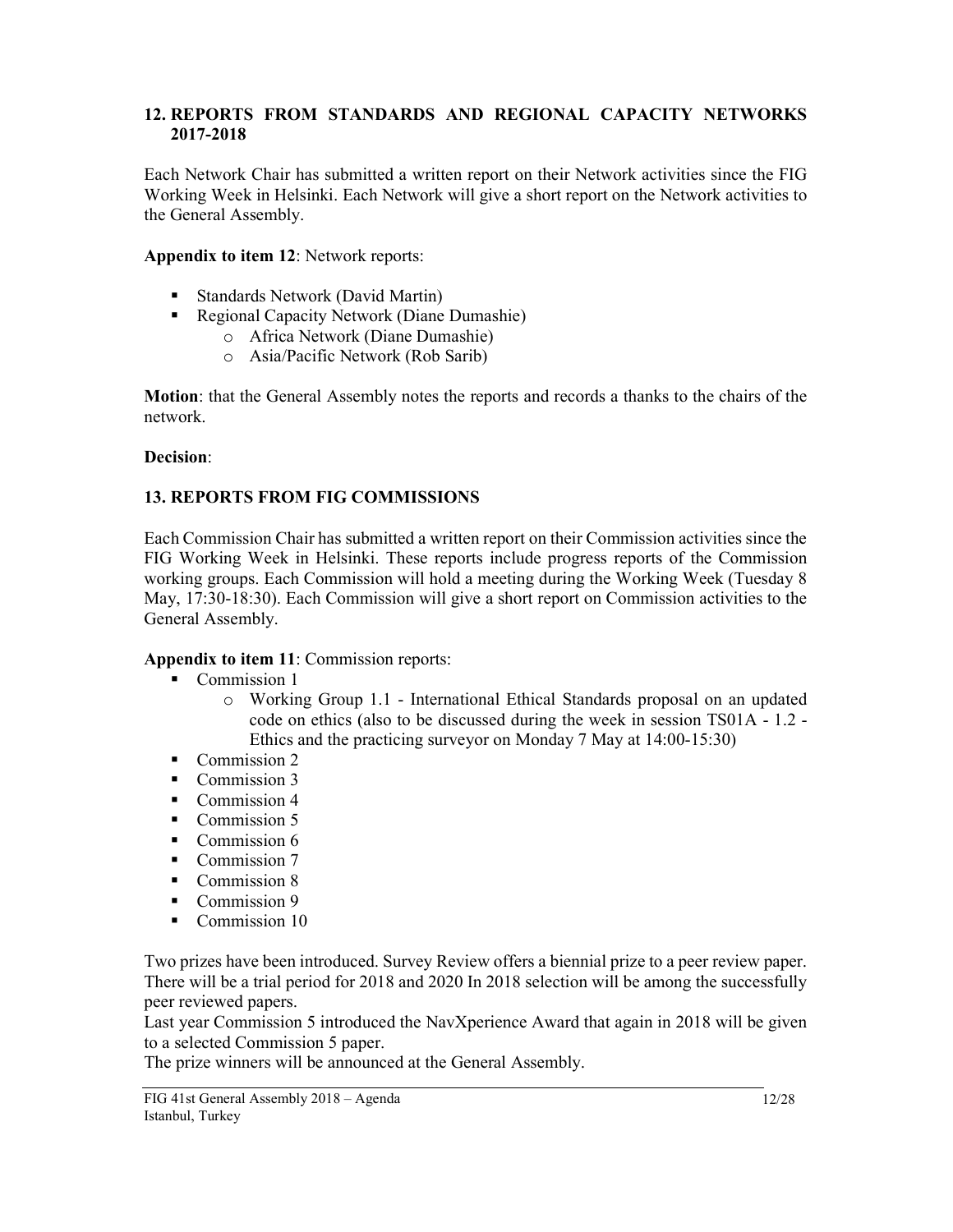## 12. REPORTS FROM STANDARDS AND REGIONAL CAPACITY NETWORKS 2017-2018

Each Network Chair has submitted a written report on their Network activities since the FIG Working Week in Helsinki. Each Network will give a short report on the Network activities to the General Assembly.

**Appendix to item 12**: Network reports:

- Standards Network (David Martin)
- Regional Capacity Network (Diane Dumashie)
  - Africa Network (Diane Dumashie)
  - Asia/Pacific Network (Rob Sarib)

**Motion**: that the General Assembly notes the reports and records a thanks to the chairs of the network.

**Decision**:

## 13. REPORTS FROM FIG COMMISSIONS

Each Commission Chair has submitted a written report on their Commission activities since the FIG Working Week in Helsinki. These reports include progress reports of the Commission working groups. Each Commission will hold a meeting during the Working Week (Tuesday 8 May, 17:30-18:30). Each Commission will give a short report on Commission activities to the General Assembly.

**Appendix to item 11**: Commission reports:

- Commission 1
  - Working Group 1.1 - International Ethical Standards proposal on an updated code on ethics (also to be discussed during the week in session TS01A - 1.2 - Ethics and the practicing surveyor on Monday 7 May at 14:00-15:30)
- Commission 2
- Commission 3
- Commission 4
- Commission 5
- Commission 6
- Commission 7
- Commission 8
- Commission 9
- Commission 10

Two prizes have been introduced. Survey Review offers a biennial prize to a peer review paper. There will be a trial period for 2018 and 2020 In 2018 selection will be among the successfully peer reviewed papers.
Last year Commission 5 introduced the NavXperience Award that again in 2018 will be given to a selected Commission 5 paper.
The prize winners will be announced at the General Assembly.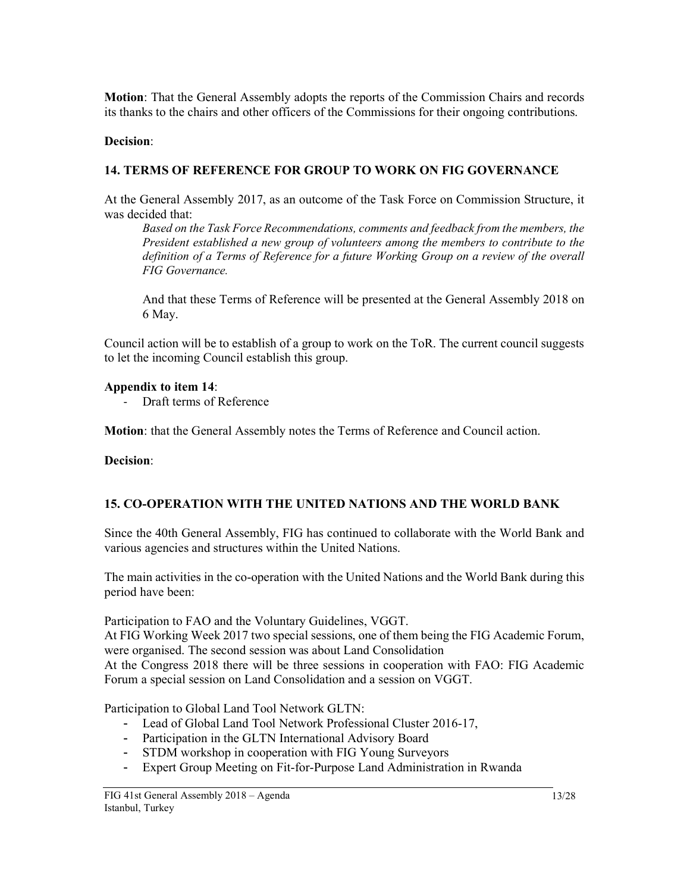**Motion**: That the General Assembly adopts the reports of the Commission Chairs and records its thanks to the chairs and other officers of the Commissions for their ongoing contributions.

**Decision**:

## 14. TERMS OF REFERENCE FOR GROUP TO WORK ON FIG GOVERNANCE

At the General Assembly 2017, as an outcome of the Task Force on Commission Structure, it was decided that:

> *Based on the Task Force Recommendations, comments and feedback from the members, the President established a new group of volunteers among the members to contribute to the definition of a Terms of Reference for a future Working Group on a review of the overall FIG Governance.*
>
> And that these Terms of Reference will be presented at the General Assembly 2018 on 6 May.

Council action will be to establish of a group to work on the ToR. The current council suggests to let the incoming Council establish this group.

**Appendix to item 14**:

- Draft terms of Reference

**Motion**: that the General Assembly notes the Terms of Reference and Council action.

**Decision**:

## 15. CO-OPERATION WITH THE UNITED NATIONS AND THE WORLD BANK

Since the 40th General Assembly, FIG has continued to collaborate with the World Bank and various agencies and structures within the United Nations.

The main activities in the co-operation with the United Nations and the World Bank during this period have been:

Participation to FAO and the Voluntary Guidelines, VGGT.
At FIG Working Week 2017 two special sessions, one of them being the FIG Academic Forum, were organised. The second session was about Land Consolidation
At the Congress 2018 there will be three sessions in cooperation with FAO: FIG Academic Forum a special session on Land Consolidation and a session on VGGT.

Participation to Global Land Tool Network GLTN:

- Lead of Global Land Tool Network Professional Cluster 2016-17,
- Participation in the GLTN International Advisory Board
- STDM workshop in cooperation with FIG Young Surveyors
- Expert Group Meeting on Fit-for-Purpose Land Administration in Rwanda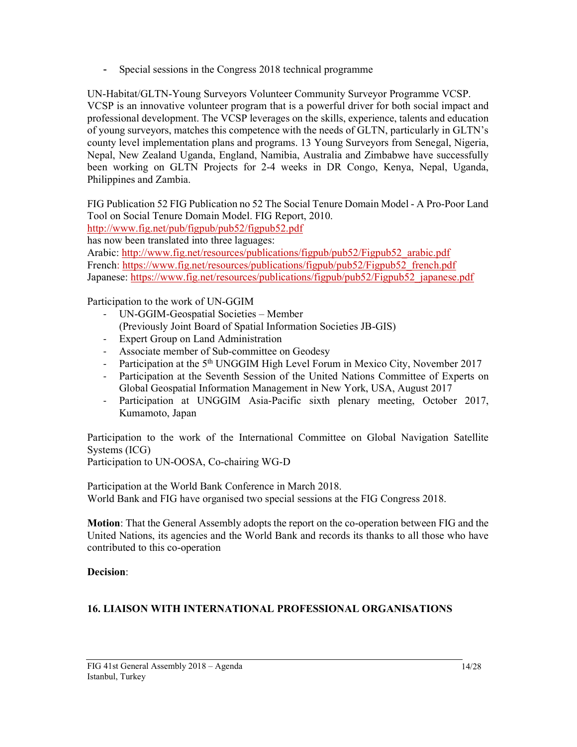- Special sessions in the Congress 2018 technical programme

UN-Habitat/GLTN-Young Surveyors Volunteer Community Surveyor Programme VCSP. VCSP is an innovative volunteer program that is a powerful driver for both social impact and professional development. The VCSP leverages on the skills, experience, talents and education of young surveyors, matches this competence with the needs of GLTN, particularly in GLTN's county level implementation plans and programs. 13 Young Surveyors from Senegal, Nigeria, Nepal, New Zealand Uganda, England, Namibia, Australia and Zimbabwe have successfully been working on GLTN Projects for 2-4 weeks in DR Congo, Kenya, Nepal, Uganda, Philippines and Zambia.

FIG Publication 52 FIG Publication no 52 The Social Tenure Domain Model - A Pro-Poor Land Tool on Social Tenure Domain Model. FIG Report, 2010.
http://www.fig.net/pub/figpub/pub52/figpub52.pdf
has now been translated into three laguages:
Arabic: http://www.fig.net/resources/publications/figpub/pub52/Figpub52_arabic.pdf
French: https://www.fig.net/resources/publications/figpub/pub52/Figpub52_french.pdf
Japanese: https://www.fig.net/resources/publications/figpub/pub52/Figpub52_japanese.pdf

Participation to the work of UN-GGIM

- UN-GGIM-Geospatial Societies – Member
  (Previously Joint Board of Spatial Information Societies JB-GIS)
- Expert Group on Land Administration
- Associate member of Sub-committee on Geodesy
- Participation at the 5th UNGGIM High Level Forum in Mexico City, November 2017
- Participation at the Seventh Session of the United Nations Committee of Experts on Global Geospatial Information Management in New York, USA, August 2017
- Participation at UNGGIM Asia-Pacific sixth plenary meeting, October 2017, Kumamoto, Japan

Participation to the work of the International Committee on Global Navigation Satellite Systems (ICG)
Participation to UN-OOSA, Co-chairing WG-D

Participation at the World Bank Conference in March 2018.
World Bank and FIG have organised two special sessions at the FIG Congress 2018.

**Motion**: That the General Assembly adopts the report on the co-operation between FIG and the United Nations, its agencies and the World Bank and records its thanks to all those who have contributed to this co-operation

**Decision**:

## 16. LIAISON WITH INTERNATIONAL PROFESSIONAL ORGANISATIONS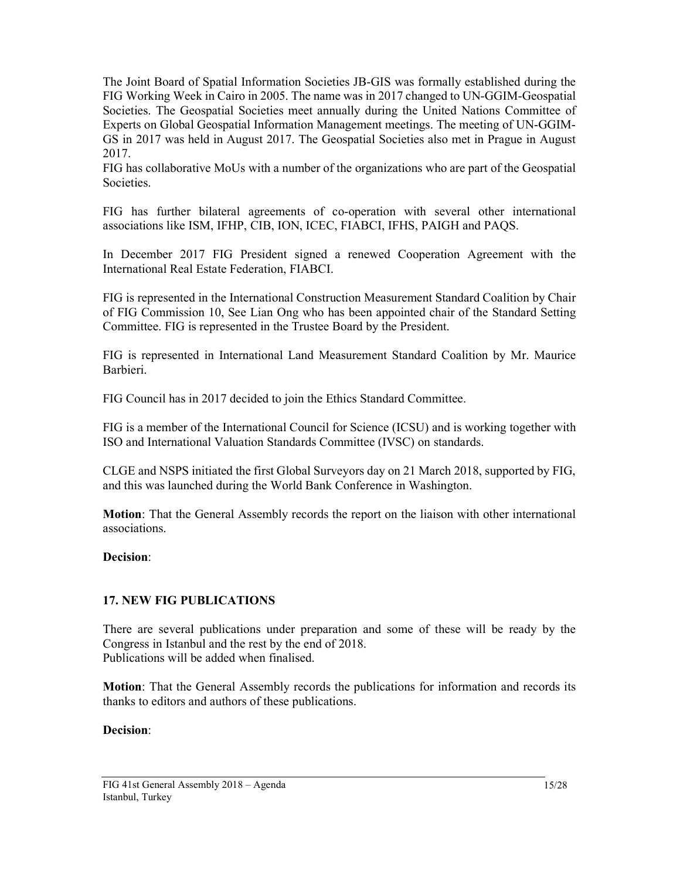The Joint Board of Spatial Information Societies JB-GIS was formally established during the FIG Working Week in Cairo in 2005. The name was in 2017 changed to UN-GGIM-Geospatial Societies. The Geospatial Societies meet annually during the United Nations Committee of Experts on Global Geospatial Information Management meetings. The meeting of UN-GGIM-GS in 2017 was held in August 2017. The Geospatial Societies also met in Prague in August 2017.
FIG has collaborative MoUs with a number of the organizations who are part of the Geospatial Societies.

FIG has further bilateral agreements of co-operation with several other international associations like ISM, IFHP, CIB, ION, ICEC, FIABCI, IFHS, PAIGH and PAQS.

In December 2017 FIG President signed a renewed Cooperation Agreement with the International Real Estate Federation, FIABCI.

FIG is represented in the International Construction Measurement Standard Coalition by Chair of FIG Commission 10, See Lian Ong who has been appointed chair of the Standard Setting Committee. FIG is represented in the Trustee Board by the President.

FIG is represented in International Land Measurement Standard Coalition by Mr. Maurice Barbieri.

FIG Council has in 2017 decided to join the Ethics Standard Committee.

FIG is a member of the International Council for Science (ICSU) and is working together with ISO and International Valuation Standards Committee (IVSC) on standards.

CLGE and NSPS initiated the first Global Surveyors day on 21 March 2018, supported by FIG, and this was launched during the World Bank Conference in Washington.

**Motion**: That the General Assembly records the report on the liaison with other international associations.

**Decision**:

## 17. NEW FIG PUBLICATIONS

There are several publications under preparation and some of these will be ready by the Congress in Istanbul and the rest by the end of 2018.
Publications will be added when finalised.

**Motion**: That the General Assembly records the publications for information and records its thanks to editors and authors of these publications.

**Decision**: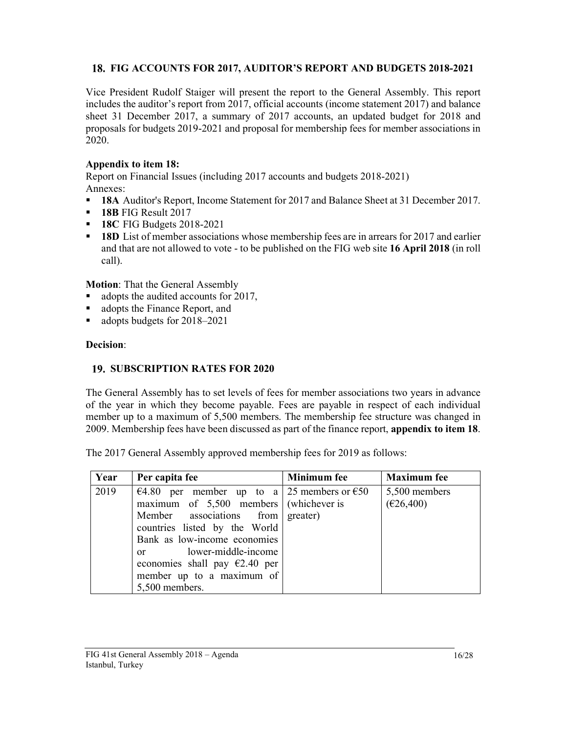## 18. FIG ACCOUNTS FOR 2017, AUDITOR'S REPORT AND BUDGETS 2018-2021

Vice President Rudolf Staiger will present the report to the General Assembly. This report includes the auditor's report from 2017, official accounts (income statement 2017) and balance sheet 31 December 2017, a summary of 2017 accounts, an updated budget for 2018 and proposals for budgets 2019-2021 and proposal for membership fees for member associations in 2020.

**Appendix to item 18:**
Report on Financial Issues (including 2017 accounts and budgets 2018-2021)
Annexes:

- **18A** Auditor's Report, Income Statement for 2017 and Balance Sheet at 31 December 2017.
- **18B** FIG Result 2017
- **18C** FIG Budgets 2018-2021
- **18D** List of member associations whose membership fees are in arrears for 2017 and earlier and that are not allowed to vote - to be published on the FIG web site **16 April 2018** (in roll call).

**Motion**: That the General Assembly

- adopts the audited accounts for 2017,
- adopts the Finance Report, and
- adopts budgets for 2018–2021

**Decision**:

## 19. SUBSCRIPTION RATES FOR 2020

The General Assembly has to set levels of fees for member associations two years in advance of the year in which they become payable. Fees are payable in respect of each individual member up to a maximum of 5,500 members. The membership fee structure was changed in 2009. Membership fees have been discussed as part of the finance report, **appendix to item 18**.

The 2017 General Assembly approved membership fees for 2019 as follows:

| Year | Per capita fee | Minimum fee | Maximum fee |
|---|---|---|---|
| 2019 | €4.80 per member up to a maximum of 5,500 members Member associations from countries listed by the World Bank as low-income economies or lower-middle-income economies shall pay €2.40 per member up to a maximum of 5,500 members. | 25 members or €50 (whichever is greater) | 5,500 members (€26,400) |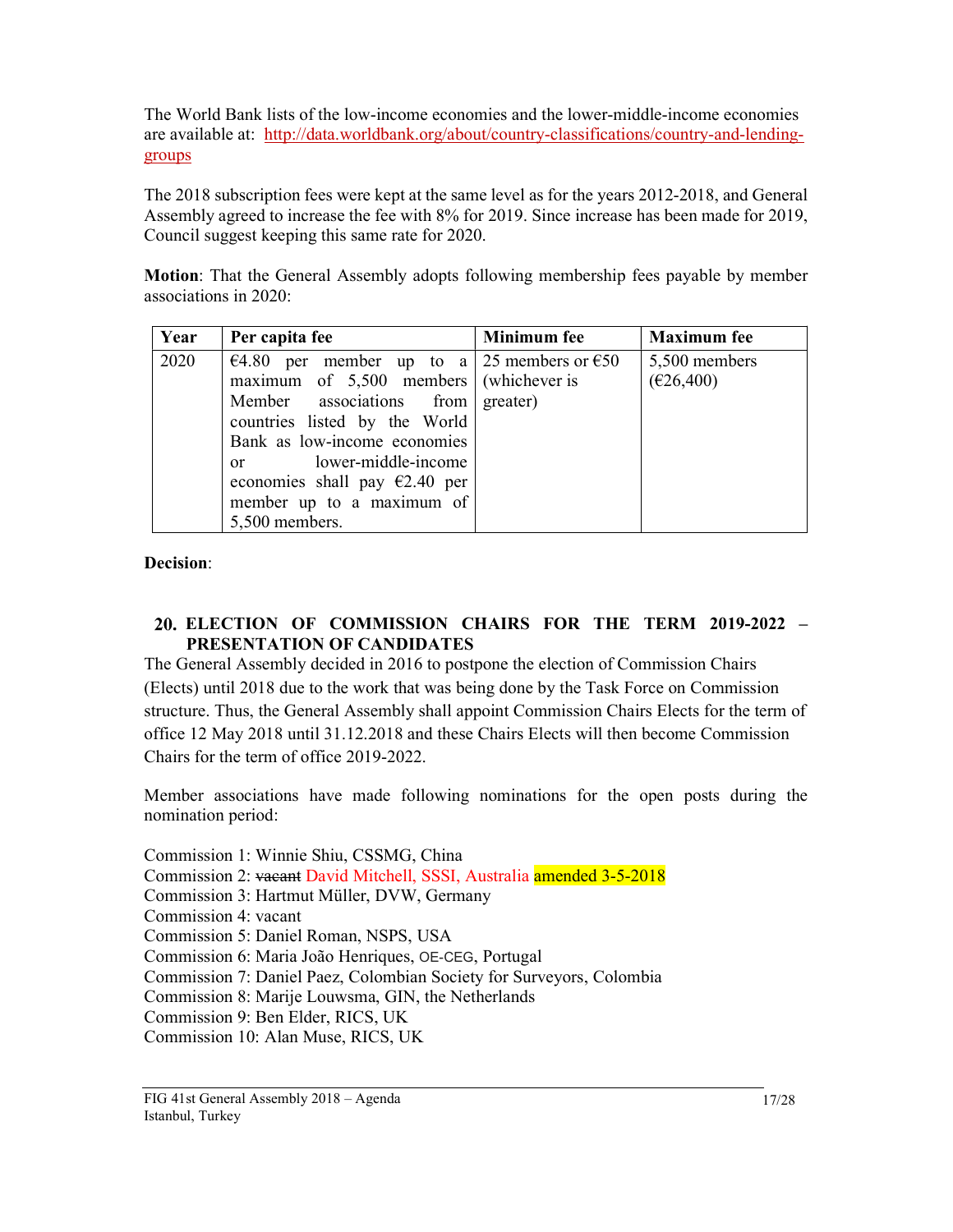The World Bank lists of the low-income economies and the lower-middle-income economies are available at: http://data.worldbank.org/about/country-classifications/country-and-lending-groups

The 2018 subscription fees were kept at the same level as for the years 2012-2018, and General Assembly agreed to increase the fee with 8% for 2019. Since increase has been made for 2019, Council suggest keeping this same rate for 2020.

**Motion**: That the General Assembly adopts following membership fees payable by member associations in 2020:

| Year | Per capita fee | Minimum fee | Maximum fee |
|---|---|---|---|
| 2020 | €4.80 per member up to a maximum of 5,500 members Member associations from countries listed by the World Bank as low-income economies or lower-middle-income economies shall pay €2.40 per member up to a maximum of 5,500 members. | 25 members or €50 (whichever is greater) | 5,500 members (€26,400) |

**Decision**:

## 20. ELECTION OF COMMISSION CHAIRS FOR THE TERM 2019-2022 – PRESENTATION OF CANDIDATES

The General Assembly decided in 2016 to postpone the election of Commission Chairs (Elects) until 2018 due to the work that was being done by the Task Force on Commission structure. Thus, the General Assembly shall appoint Commission Chairs Elects for the term of office 12 May 2018 until 31.12.2018 and these Chairs Elects will then become Commission Chairs for the term of office 2019-2022.

Member associations have made following nominations for the open posts during the nomination period:

Commission 1: Winnie Shiu, CSSMG, China
Commission 2: ~~vacant~~ David Mitchell, SSSI, Australia amended 3-5-2018
Commission 3: Hartmut Müller, DVW, Germany
Commission 4: vacant
Commission 5: Daniel Roman, NSPS, USA
Commission 6: Maria João Henriques, OE-CEG, Portugal
Commission 7: Daniel Paez, Colombian Society for Surveyors, Colombia
Commission 8: Marije Louwsma, GIN, the Netherlands
Commission 9: Ben Elder, RICS, UK
Commission 10: Alan Muse, RICS, UK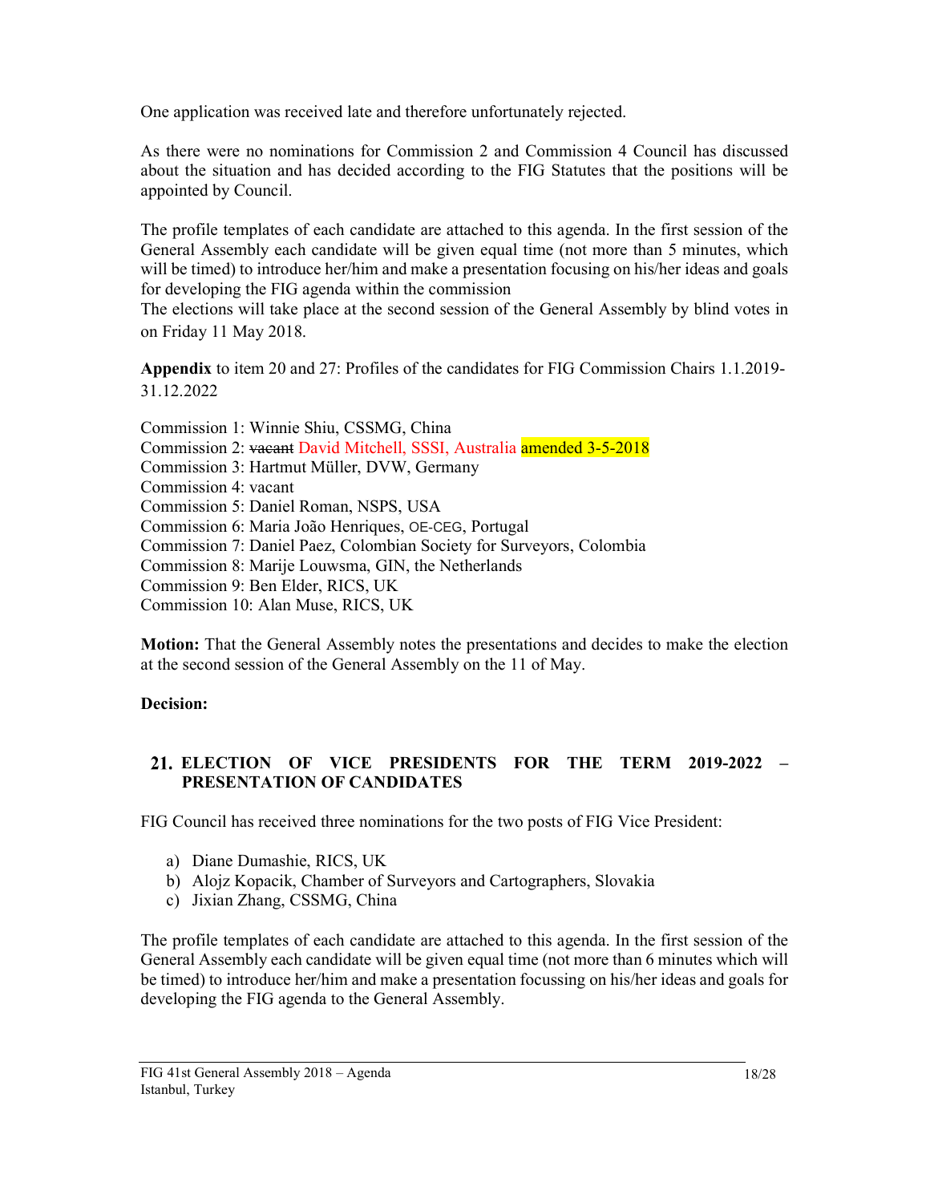One application was received late and therefore unfortunately rejected.

As there were no nominations for Commission 2 and Commission 4 Council has discussed about the situation and has decided according to the FIG Statutes that the positions will be appointed by Council.

The profile templates of each candidate are attached to this agenda. In the first session of the General Assembly each candidate will be given equal time (not more than 5 minutes, which will be timed) to introduce her/him and make a presentation focusing on his/her ideas and goals for developing the FIG agenda within the commission
The elections will take place at the second session of the General Assembly by blind votes in on Friday 11 May 2018.

**Appendix** to item 20 and 27: Profiles of the candidates for FIG Commission Chairs 1.1.2019-31.12.2022

Commission 1: Winnie Shiu, CSSMG, China
Commission 2: ~~vacant~~ David Mitchell, SSSI, Australia amended 3-5-2018
Commission 3: Hartmut Müller, DVW, Germany
Commission 4: vacant
Commission 5: Daniel Roman, NSPS, USA
Commission 6: Maria João Henriques, OE-CEG, Portugal
Commission 7: Daniel Paez, Colombian Society for Surveyors, Colombia
Commission 8: Marije Louwsma, GIN, the Netherlands
Commission 9: Ben Elder, RICS, UK
Commission 10: Alan Muse, RICS, UK

**Motion:** That the General Assembly notes the presentations and decides to make the election at the second session of the General Assembly on the 11 of May.

**Decision:**

## 21. ELECTION OF VICE PRESIDENTS FOR THE TERM 2019-2022 – PRESENTATION OF CANDIDATES

FIG Council has received three nominations for the two posts of FIG Vice President:

a) Diane Dumashie, RICS, UK
b) Alojz Kopacik, Chamber of Surveyors and Cartographers, Slovakia
c) Jixian Zhang, CSSMG, China

The profile templates of each candidate are attached to this agenda. In the first session of the General Assembly each candidate will be given equal time (not more than 6 minutes which will be timed) to introduce her/him and make a presentation focussing on his/her ideas and goals for developing the FIG agenda to the General Assembly.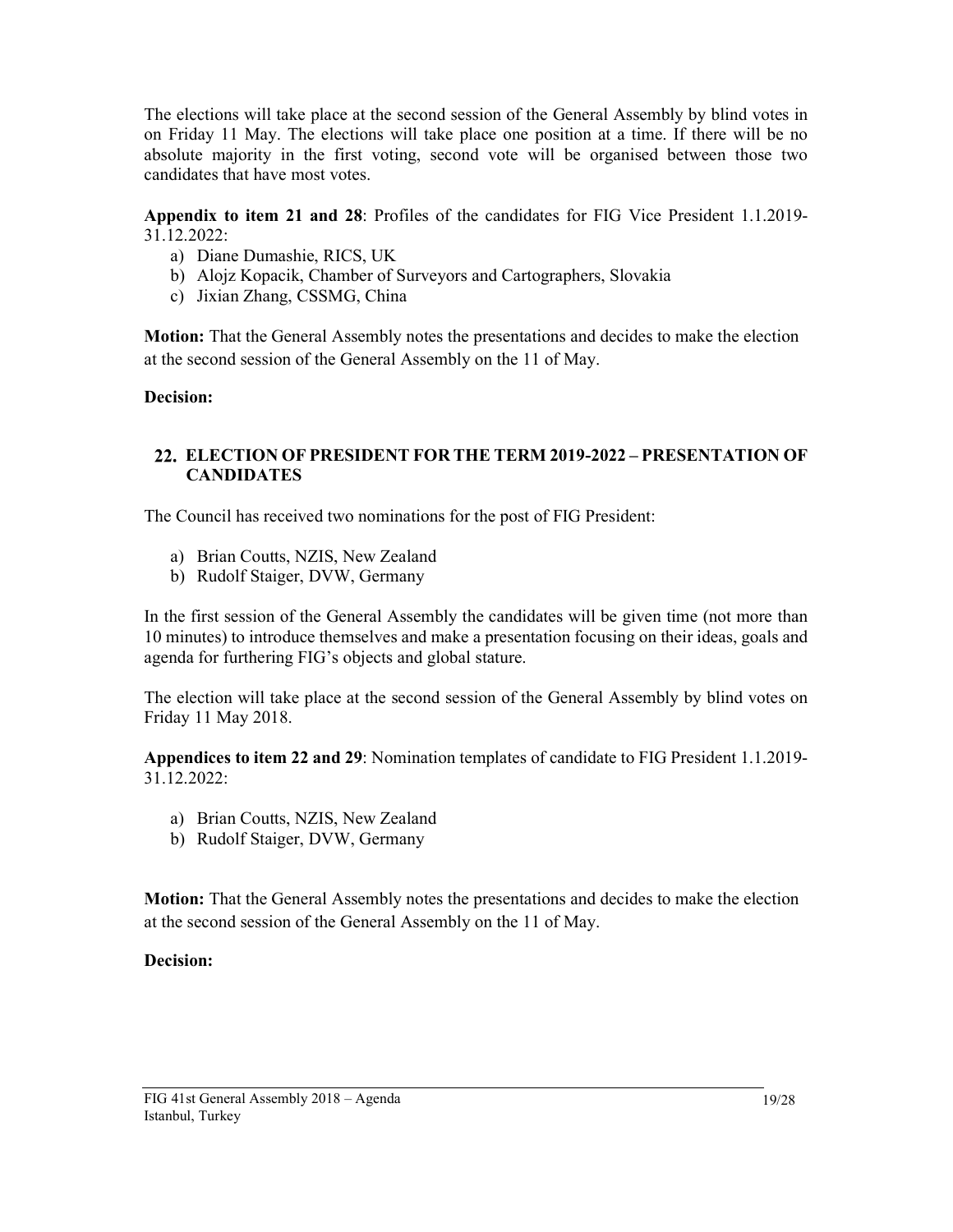The elections will take place at the second session of the General Assembly by blind votes in on Friday 11 May. The elections will take place one position at a time. If there will be no absolute majority in the first voting, second vote will be organised between those two candidates that have most votes.

**Appendix to item 21 and 28**: Profiles of the candidates for FIG Vice President 1.1.2019-31.12.2022:

a) Diane Dumashie, RICS, UK
b) Alojz Kopacik, Chamber of Surveyors and Cartographers, Slovakia
c) Jixian Zhang, CSSMG, China

**Motion:** That the General Assembly notes the presentations and decides to make the election at the second session of the General Assembly on the 11 of May.

**Decision:**

## 22. ELECTION OF PRESIDENT FOR THE TERM 2019-2022 – PRESENTATION OF CANDIDATES

The Council has received two nominations for the post of FIG President:

a) Brian Coutts, NZIS, New Zealand
b) Rudolf Staiger, DVW, Germany

In the first session of the General Assembly the candidates will be given time (not more than 10 minutes) to introduce themselves and make a presentation focusing on their ideas, goals and agenda for furthering FIG's objects and global stature.

The election will take place at the second session of the General Assembly by blind votes on Friday 11 May 2018.

**Appendices to item 22 and 29**: Nomination templates of candidate to FIG President 1.1.2019-31.12.2022:

a) Brian Coutts, NZIS, New Zealand
b) Rudolf Staiger, DVW, Germany

**Motion:** That the General Assembly notes the presentations and decides to make the election at the second session of the General Assembly on the 11 of May.

**Decision:**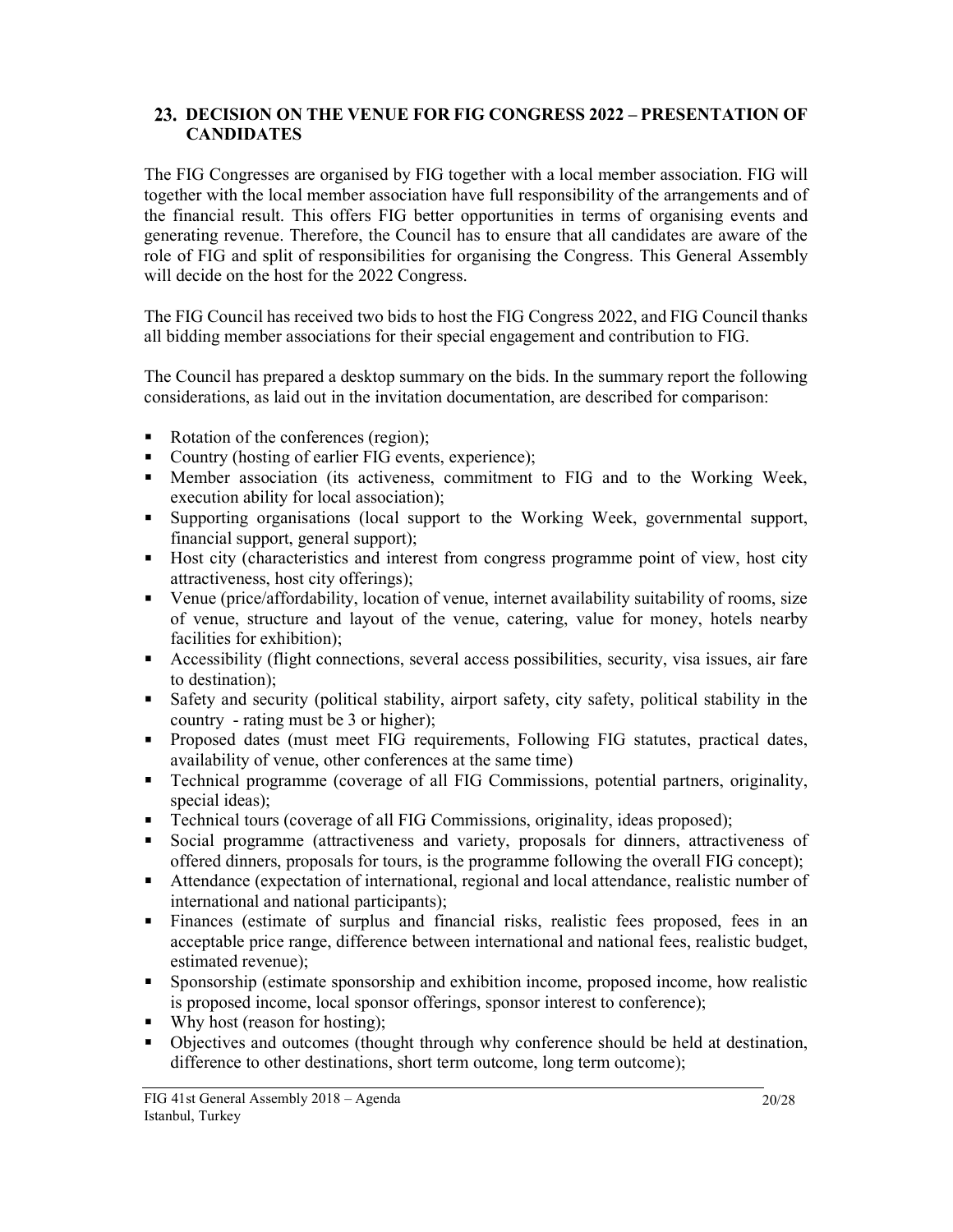## 23. DECISION ON THE VENUE FOR FIG CONGRESS 2022 – PRESENTATION OF CANDIDATES

The FIG Congresses are organised by FIG together with a local member association. FIG will together with the local member association have full responsibility of the arrangements and of the financial result. This offers FIG better opportunities in terms of organising events and generating revenue. Therefore, the Council has to ensure that all candidates are aware of the role of FIG and split of responsibilities for organising the Congress. This General Assembly will decide on the host for the 2022 Congress.

The FIG Council has received two bids to host the FIG Congress 2022, and FIG Council thanks all bidding member associations for their special engagement and contribution to FIG.

The Council has prepared a desktop summary on the bids. In the summary report the following considerations, as laid out in the invitation documentation, are described for comparison:

- Rotation of the conferences (region);
- Country (hosting of earlier FIG events, experience);
- Member association (its activeness, commitment to FIG and to the Working Week, execution ability for local association);
- Supporting organisations (local support to the Working Week, governmental support, financial support, general support);
- Host city (characteristics and interest from congress programme point of view, host city attractiveness, host city offerings);
- Venue (price/affordability, location of venue, internet availability suitability of rooms, size of venue, structure and layout of the venue, catering, value for money, hotels nearby facilities for exhibition);
- Accessibility (flight connections, several access possibilities, security, visa issues, air fare to destination);
- Safety and security (political stability, airport safety, city safety, political stability in the country - rating must be 3 or higher);
- Proposed dates (must meet FIG requirements, Following FIG statutes, practical dates, availability of venue, other conferences at the same time)
- Technical programme (coverage of all FIG Commissions, potential partners, originality, special ideas);
- Technical tours (coverage of all FIG Commissions, originality, ideas proposed);
- Social programme (attractiveness and variety, proposals for dinners, attractiveness of offered dinners, proposals for tours, is the programme following the overall FIG concept);
- Attendance (expectation of international, regional and local attendance, realistic number of international and national participants);
- Finances (estimate of surplus and financial risks, realistic fees proposed, fees in an acceptable price range, difference between international and national fees, realistic budget, estimated revenue);
- Sponsorship (estimate sponsorship and exhibition income, proposed income, how realistic is proposed income, local sponsor offerings, sponsor interest to conference);
- Why host (reason for hosting);
- Objectives and outcomes (thought through why conference should be held at destination, difference to other destinations, short term outcome, long term outcome);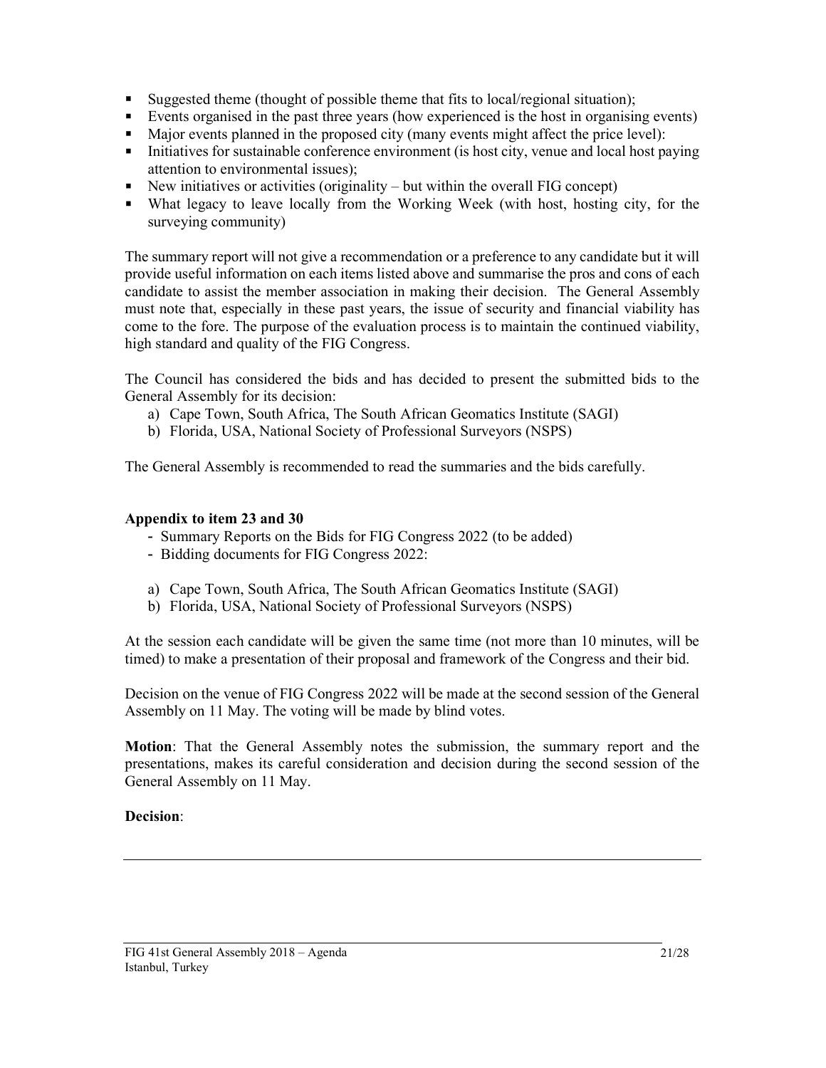- Suggested theme (thought of possible theme that fits to local/regional situation);
- Events organised in the past three years (how experienced is the host in organising events)
- Major events planned in the proposed city (many events might affect the price level):
- Initiatives for sustainable conference environment (is host city, venue and local host paying attention to environmental issues);
- New initiatives or activities (originality – but within the overall FIG concept)
- What legacy to leave locally from the Working Week (with host, hosting city, for the surveying community)

The summary report will not give a recommendation or a preference to any candidate but it will provide useful information on each items listed above and summarise the pros and cons of each candidate to assist the member association in making their decision. The General Assembly must note that, especially in these past years, the issue of security and financial viability has come to the fore. The purpose of the evaluation process is to maintain the continued viability, high standard and quality of the FIG Congress.

The Council has considered the bids and has decided to present the submitted bids to the General Assembly for its decision:

a) Cape Town, South Africa, The South African Geomatics Institute (SAGI)
b) Florida, USA, National Society of Professional Surveyors (NSPS)

The General Assembly is recommended to read the summaries and the bids carefully.

**Appendix to item 23 and 30**

- Summary Reports on the Bids for FIG Congress 2022 (to be added)
- Bidding documents for FIG Congress 2022:

a) Cape Town, South Africa, The South African Geomatics Institute (SAGI)
b) Florida, USA, National Society of Professional Surveyors (NSPS)

At the session each candidate will be given the same time (not more than 10 minutes, will be timed) to make a presentation of their proposal and framework of the Congress and their bid.

Decision on the venue of FIG Congress 2022 will be made at the second session of the General Assembly on 11 May. The voting will be made by blind votes.

**Motion**: That the General Assembly notes the submission, the summary report and the presentations, makes its careful consideration and decision during the second session of the General Assembly on 11 May.

**Decision**: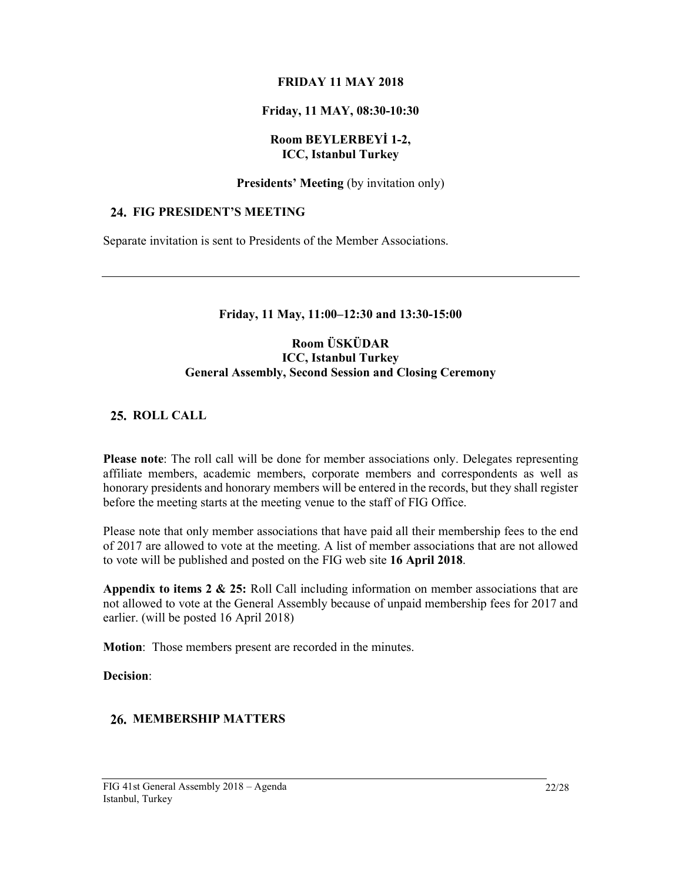**FRIDAY 11 MAY 2018**

**Friday, 11 MAY, 08:30-10:30**

**Room BEYLERBEYİ 1-2,**
**ICC, Istanbul Turkey**

**Presidents' Meeting** (by invitation only)

## 24. FIG PRESIDENT'S MEETING

Separate invitation is sent to Presidents of the Member Associations.

---

**Friday, 11 May, 11:00–12:30 and 13:30-15:00**

**Room ÜSKÜDAR**
**ICC, Istanbul Turkey**
**General Assembly, Second Session and Closing Ceremony**

## 25. ROLL CALL

**Please note**: The roll call will be done for member associations only. Delegates representing affiliate members, academic members, corporate members and correspondents as well as honorary presidents and honorary members will be entered in the records, but they shall register before the meeting starts at the meeting venue to the staff of FIG Office.

Please note that only member associations that have paid all their membership fees to the end of 2017 are allowed to vote at the meeting. A list of member associations that are not allowed to vote will be published and posted on the FIG web site **16 April 2018**.

**Appendix to items 2 & 25:** Roll Call including information on member associations that are not allowed to vote at the General Assembly because of unpaid membership fees for 2017 and earlier. (will be posted 16 April 2018)

**Motion**: Those members present are recorded in the minutes.

**Decision**:

## 26. MEMBERSHIP MATTERS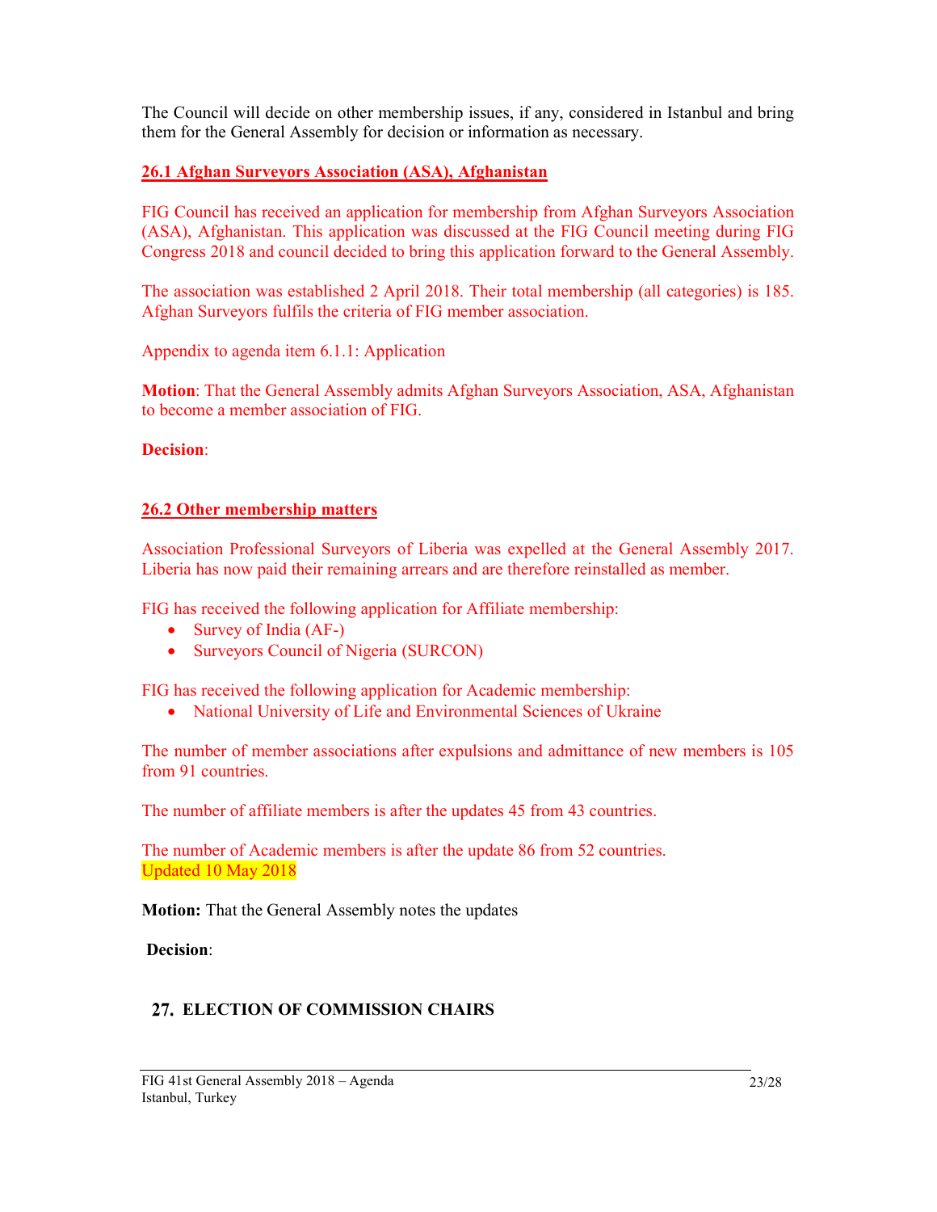The Council will decide on other membership issues, if any, considered in Istanbul and bring them for the General Assembly for decision or information as necessary.

### 26.1 Afghan Surveyors Association (ASA), Afghanistan

FIG Council has received an application for membership from Afghan Surveyors Association (ASA), Afghanistan. This application was discussed at the FIG Council meeting during FIG Congress 2018 and council decided to bring this application forward to the General Assembly.

The association was established 2 April 2018. Their total membership (all categories) is 185. Afghan Surveyors fulfils the criteria of FIG member association.

Appendix to agenda item 6.1.1: Application

**Motion**: That the General Assembly admits Afghan Surveyors Association, ASA, Afghanistan to become a member association of FIG.

**Decision**:

### 26.2 Other membership matters

Association Professional Surveyors of Liberia was expelled at the General Assembly 2017. Liberia has now paid their remaining arrears and are therefore reinstalled as member.

FIG has received the following application for Affiliate membership:

- Survey of India (AF-)
- Surveyors Council of Nigeria (SURCON)

FIG has received the following application for Academic membership:

- National University of Life and Environmental Sciences of Ukraine

The number of member associations after expulsions and admittance of new members is 105 from 91 countries.

The number of affiliate members is after the updates 45 from 43 countries.

The number of Academic members is after the update 86 from 52 countries.
Updated 10 May 2018

**Motion:** That the General Assembly notes the updates

**Decision**:

## 27. ELECTION OF COMMISSION CHAIRS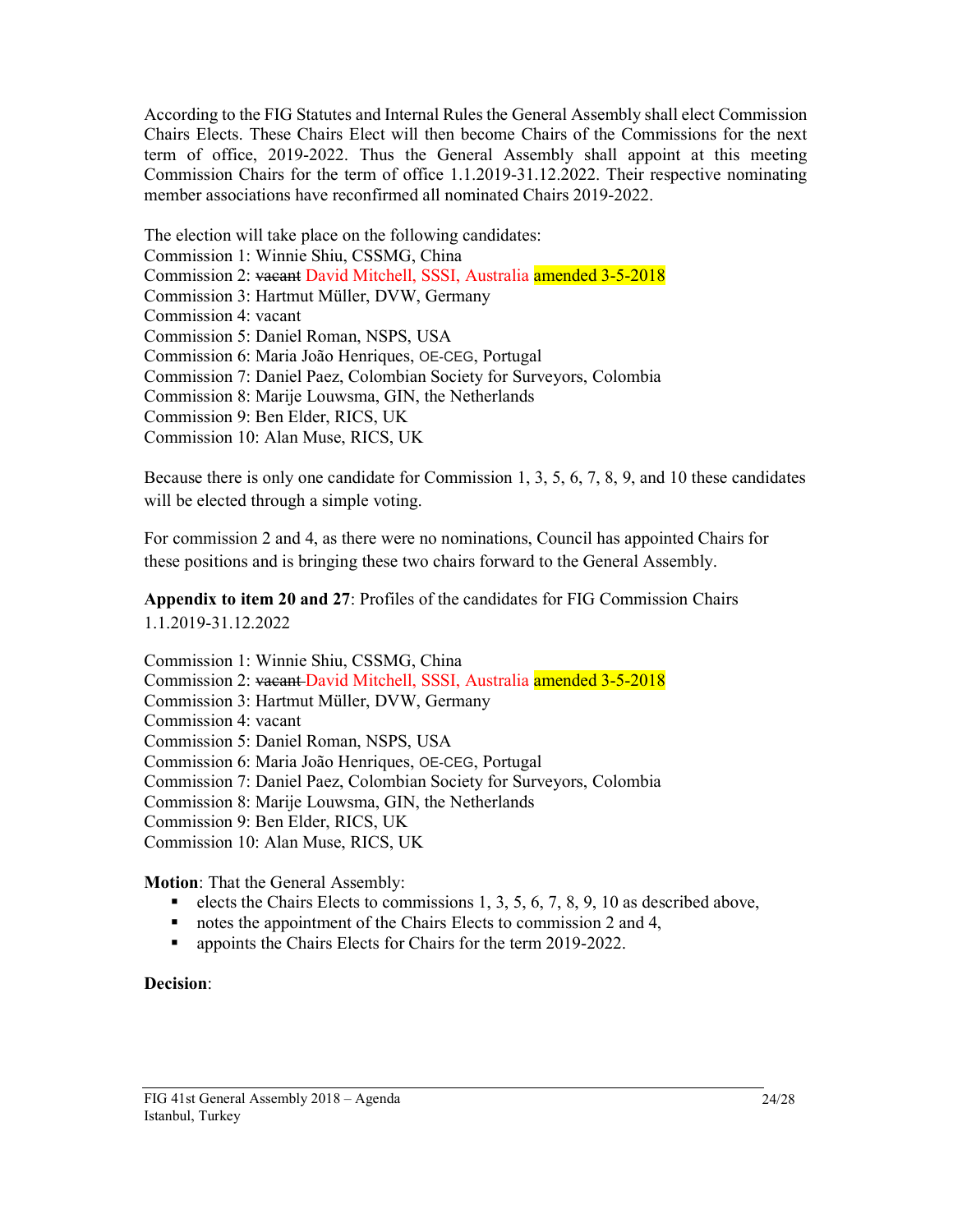According to the FIG Statutes and Internal Rules the General Assembly shall elect Commission Chairs Elects. These Chairs Elect will then become Chairs of the Commissions for the next term of office, 2019-2022. Thus the General Assembly shall appoint at this meeting Commission Chairs for the term of office 1.1.2019-31.12.2022. Their respective nominating member associations have reconfirmed all nominated Chairs 2019-2022.

The election will take place on the following candidates:
Commission 1: Winnie Shiu, CSSMG, China
Commission 2: ~~vacant~~ David Mitchell, SSSI, Australia amended 3-5-2018
Commission 3: Hartmut Müller, DVW, Germany
Commission 4: vacant
Commission 5: Daniel Roman, NSPS, USA
Commission 6: Maria João Henriques, OE-CEG, Portugal
Commission 7: Daniel Paez, Colombian Society for Surveyors, Colombia
Commission 8: Marije Louwsma, GIN, the Netherlands
Commission 9: Ben Elder, RICS, UK
Commission 10: Alan Muse, RICS, UK

Because there is only one candidate for Commission 1, 3, 5, 6, 7, 8, 9, and 10 these candidates will be elected through a simple voting.

For commission 2 and 4, as there were no nominations, Council has appointed Chairs for these positions and is bringing these two chairs forward to the General Assembly.

**Appendix to item 20 and 27**: Profiles of the candidates for FIG Commission Chairs 1.1.2019-31.12.2022

Commission 1: Winnie Shiu, CSSMG, China
Commission 2: ~~vacant~~ David Mitchell, SSSI, Australia amended 3-5-2018
Commission 3: Hartmut Müller, DVW, Germany
Commission 4: vacant
Commission 5: Daniel Roman, NSPS, USA
Commission 6: Maria João Henriques, OE-CEG, Portugal
Commission 7: Daniel Paez, Colombian Society for Surveyors, Colombia
Commission 8: Marije Louwsma, GIN, the Netherlands
Commission 9: Ben Elder, RICS, UK
Commission 10: Alan Muse, RICS, UK

**Motion**: That the General Assembly:

- elects the Chairs Elects to commissions 1, 3, 5, 6, 7, 8, 9, 10 as described above,
- notes the appointment of the Chairs Elects to commission 2 and 4,
- appoints the Chairs Elects for Chairs for the term 2019-2022.

**Decision**: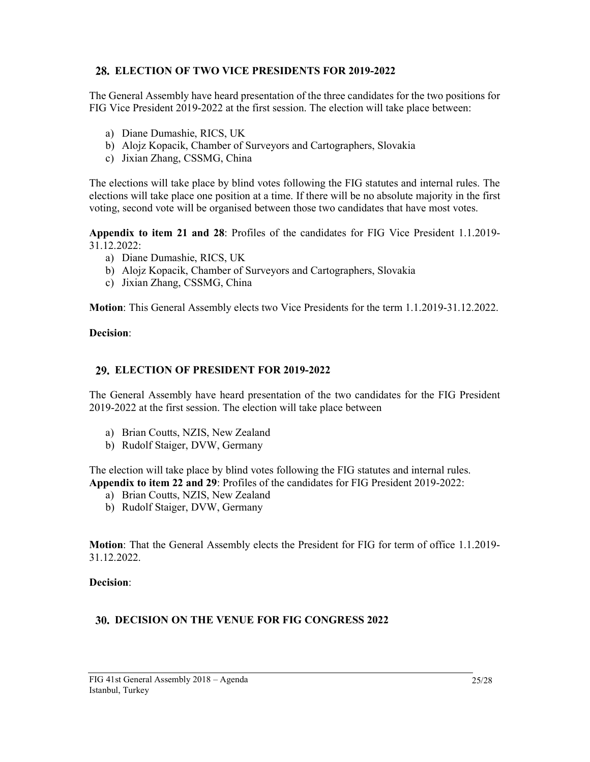## 28. ELECTION OF TWO VICE PRESIDENTS FOR 2019-2022

The General Assembly have heard presentation of the three candidates for the two positions for FIG Vice President 2019-2022 at the first session. The election will take place between:

a) Diane Dumashie, RICS, UK
b) Alojz Kopacik, Chamber of Surveyors and Cartographers, Slovakia
c) Jixian Zhang, CSSMG, China

The elections will take place by blind votes following the FIG statutes and internal rules. The elections will take place one position at a time. If there will be no absolute majority in the first voting, second vote will be organised between those two candidates that have most votes.

**Appendix to item 21 and 28**: Profiles of the candidates for FIG Vice President 1.1.2019-31.12.2022:

a) Diane Dumashie, RICS, UK
b) Alojz Kopacik, Chamber of Surveyors and Cartographers, Slovakia
c) Jixian Zhang, CSSMG, China

**Motion**: This General Assembly elects two Vice Presidents for the term 1.1.2019-31.12.2022.

**Decision**:

## 29. ELECTION OF PRESIDENT FOR 2019-2022

The General Assembly have heard presentation of the two candidates for the FIG President 2019-2022 at the first session. The election will take place between

a) Brian Coutts, NZIS, New Zealand
b) Rudolf Staiger, DVW, Germany

The election will take place by blind votes following the FIG statutes and internal rules.
**Appendix to item 22 and 29**: Profiles of the candidates for FIG President 2019-2022:

a) Brian Coutts, NZIS, New Zealand
b) Rudolf Staiger, DVW, Germany

**Motion**: That the General Assembly elects the President for FIG for term of office 1.1.2019-31.12.2022.

**Decision**:

## 30. DECISION ON THE VENUE FOR FIG CONGRESS 2022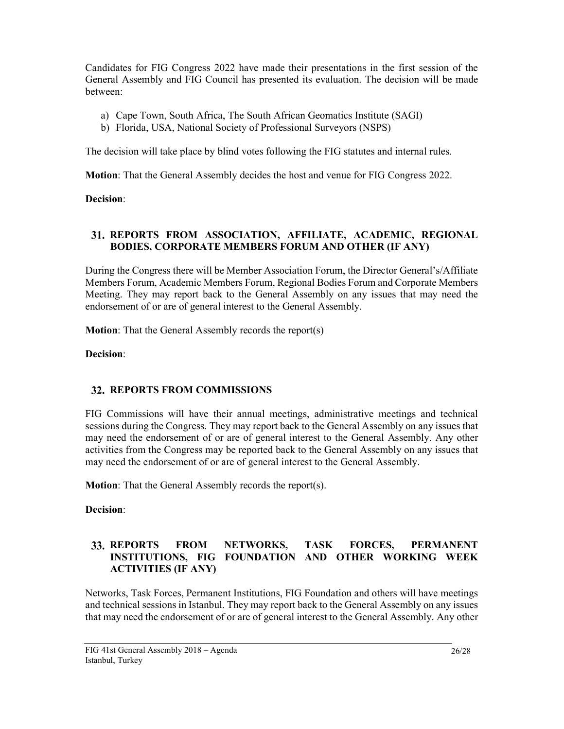Candidates for FIG Congress 2022 have made their presentations in the first session of the General Assembly and FIG Council has presented its evaluation. The decision will be made between:

a) Cape Town, South Africa, The South African Geomatics Institute (SAGI)
b) Florida, USA, National Society of Professional Surveyors (NSPS)

The decision will take place by blind votes following the FIG statutes and internal rules.

**Motion**: That the General Assembly decides the host and venue for FIG Congress 2022.

**Decision**:

## 31. REPORTS FROM ASSOCIATION, AFFILIATE, ACADEMIC, REGIONAL BODIES, CORPORATE MEMBERS FORUM AND OTHER (IF ANY)

During the Congress there will be Member Association Forum, the Director General's/Affiliate Members Forum, Academic Members Forum, Regional Bodies Forum and Corporate Members Meeting. They may report back to the General Assembly on any issues that may need the endorsement of or are of general interest to the General Assembly.

**Motion**: That the General Assembly records the report(s)

**Decision**:

## 32. REPORTS FROM COMMISSIONS

FIG Commissions will have their annual meetings, administrative meetings and technical sessions during the Congress. They may report back to the General Assembly on any issues that may need the endorsement of or are of general interest to the General Assembly. Any other activities from the Congress may be reported back to the General Assembly on any issues that may need the endorsement of or are of general interest to the General Assembly.

**Motion**: That the General Assembly records the report(s).

**Decision**:

## 33. REPORTS FROM NETWORKS, TASK FORCES, PERMANENT INSTITUTIONS, FIG FOUNDATION AND OTHER WORKING WEEK ACTIVITIES (IF ANY)

Networks, Task Forces, Permanent Institutions, FIG Foundation and others will have meetings and technical sessions in Istanbul. They may report back to the General Assembly on any issues that may need the endorsement of or are of general interest to the General Assembly. Any other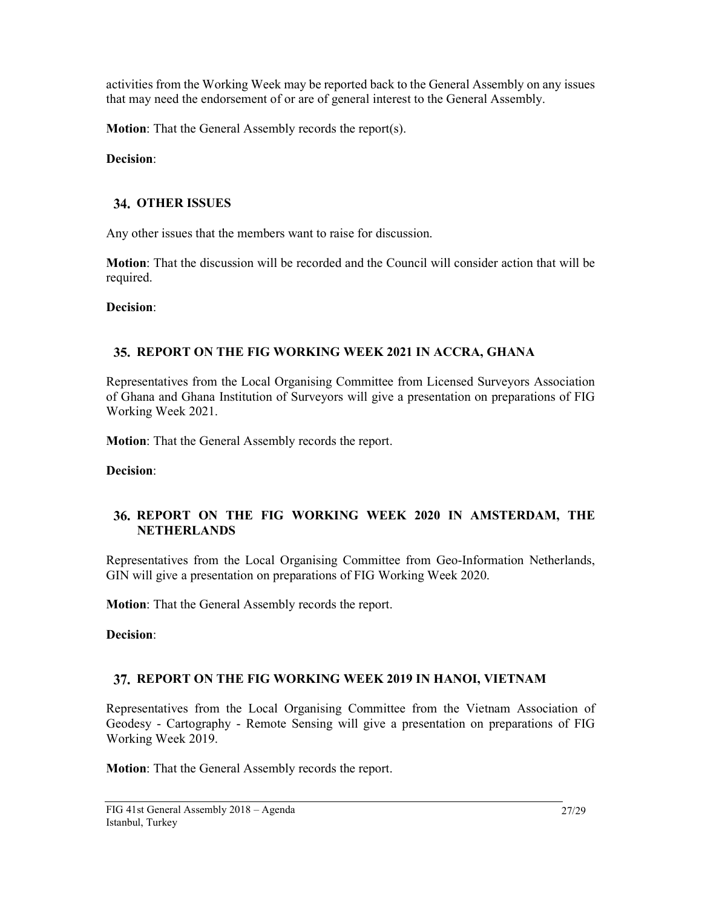activities from the Working Week may be reported back to the General Assembly on any issues that may need the endorsement of or are of general interest to the General Assembly.

**Motion**: That the General Assembly records the report(s).

**Decision**:

## 34. OTHER ISSUES

Any other issues that the members want to raise for discussion.

**Motion**: That the discussion will be recorded and the Council will consider action that will be required.

**Decision**:

## 35. REPORT ON THE FIG WORKING WEEK 2021 IN ACCRA, GHANA

Representatives from the Local Organising Committee from Licensed Surveyors Association of Ghana and Ghana Institution of Surveyors will give a presentation on preparations of FIG Working Week 2021.

**Motion**: That the General Assembly records the report.

**Decision**:

## 36. REPORT ON THE FIG WORKING WEEK 2020 IN AMSTERDAM, THE NETHERLANDS

Representatives from the Local Organising Committee from Geo-Information Netherlands, GIN will give a presentation on preparations of FIG Working Week 2020.

**Motion**: That the General Assembly records the report.

**Decision**:

## 37. REPORT ON THE FIG WORKING WEEK 2019 IN HANOI, VIETNAM

Representatives from the Local Organising Committee from the Vietnam Association of Geodesy - Cartography - Remote Sensing will give a presentation on preparations of FIG Working Week 2019.

**Motion**: That the General Assembly records the report.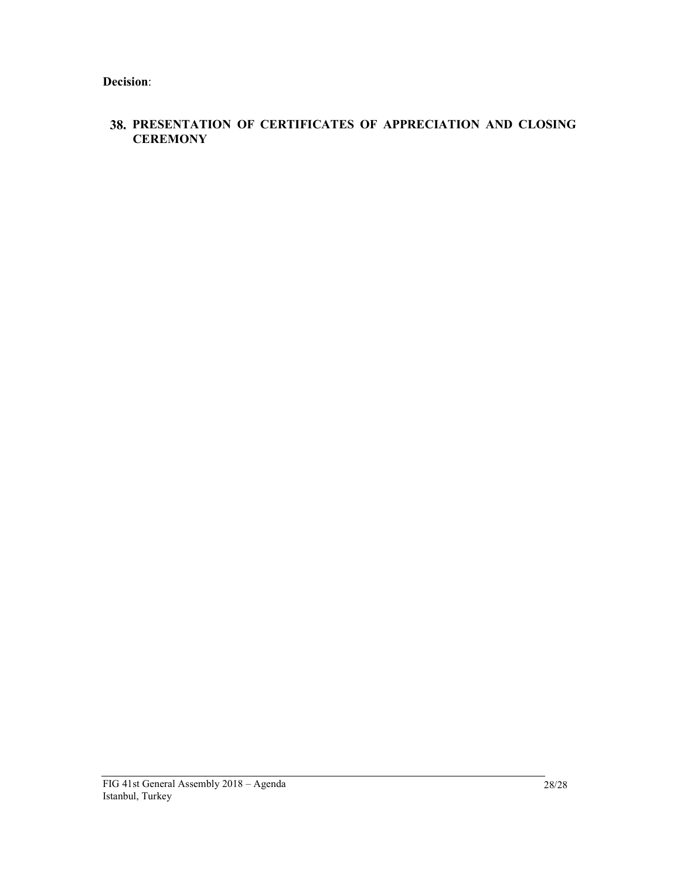**Decision**:

## 38. PRESENTATION OF CERTIFICATES OF APPRECIATION AND CLOSING CEREMONY